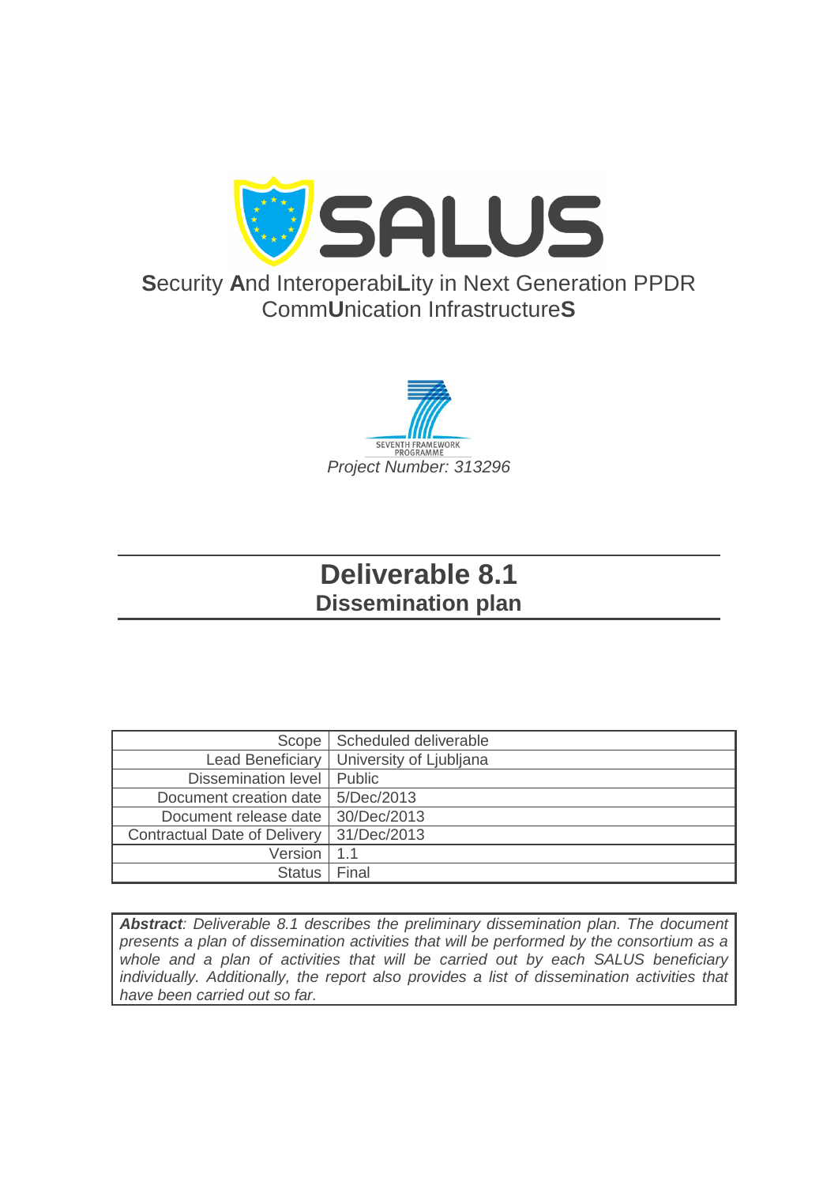# SALUS

**S**ecurity **A**nd InteroperabiLity in Next Generation PPDR CommUnication InfrastructureS

SEVENTH FRAMEWORK PROGRAMME

*Project Number: 313296*

# Deliverable 8.1

## Dissemination plan

| | |
|---|---|
| Scope | Scheduled deliverable |
| Lead Beneficiary | University of Ljubljana |
| Dissemination level | Public |
| Document creation date | 5/Dec/2013 |
| Document release date | 30/Dec/2013 |
| Contractual Date of Delivery | 31/Dec/2013 |
| Version | 1.1 |
| Status | Final |

***Abstract**: Deliverable 8.1 describes the preliminary dissemination plan. The document presents a plan of dissemination activities that will be performed by the consortium as a whole and a plan of activities that will be carried out by each SALUS beneficiary individually. Additionally, the report also provides a list of dissemination activities that have been carried out so far.*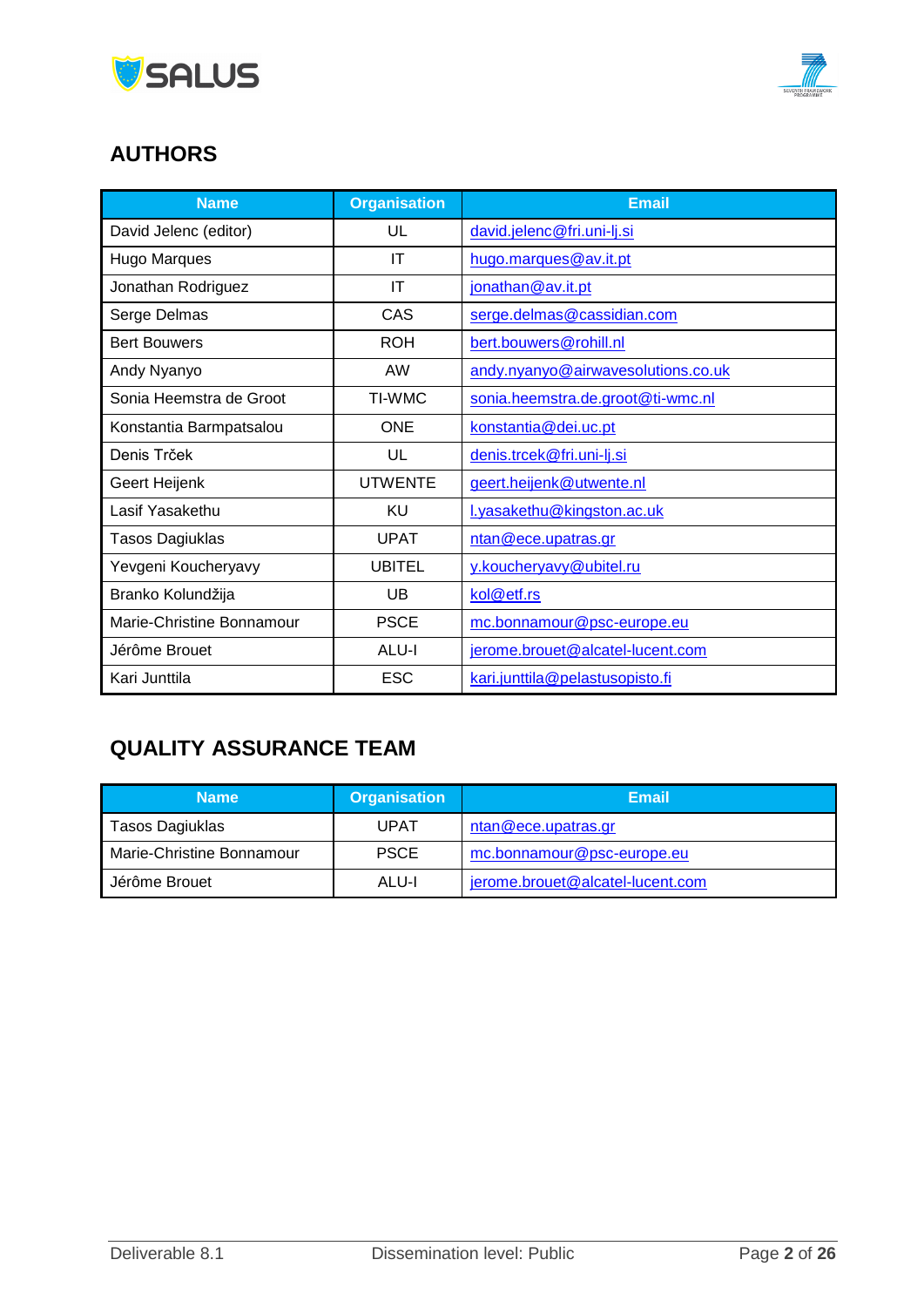## AUTHORS

| Name | Organisation | Email |
|---|---|---|
| David Jelenc (editor) | UL | david.jelenc@fri.uni-lj.si |
| Hugo Marques | IT | hugo.marques@av.it.pt |
| Jonathan Rodriguez | IT | jonathan@av.it.pt |
| Serge Delmas | CAS | serge.delmas@cassidian.com |
| Bert Bouwers | ROH | bert.bouwers@rohill.nl |
| Andy Nyanyo | AW | andy.nyanyo@airwavesolutions.co.uk |
| Sonia Heemstra de Groot | TI-WMC | sonia.heemstra.de.groot@ti-wmc.nl |
| Konstantia Barmpatsalou | ONE | konstantia@dei.uc.pt |
| Denis Trček | UL | denis.trcek@fri.uni-lj.si |
| Geert Heijenk | UTWENTE | geert.heijenk@utwente.nl |
| Lasif Yasakethu | KU | l.yasakethu@kingston.ac.uk |
| Tasos Dagiuklas | UPAT | ntan@ece.upatras.gr |
| Yevgeni Koucheryavy | UBITEL | y.koucheryavy@ubitel.ru |
| Branko Kolundžija | UB | kol@etf.rs |
| Marie-Christine Bonnamour | PSCE | mc.bonnamour@psc-europe.eu |
| Jérôme Brouet | ALU-I | jerome.brouet@alcatel-lucent.com |
| Kari Junttila | ESC | kari.junttila@pelastusopisto.fi |

## QUALITY ASSURANCE TEAM

| Name | Organisation | Email |
|---|---|---|
| Tasos Dagiuklas | UPAT | ntan@ece.upatras.gr |
| Marie-Christine Bonnamour | PSCE | mc.bonnamour@psc-europe.eu |
| Jérôme Brouet | ALU-I | jerome.brouet@alcatel-lucent.com |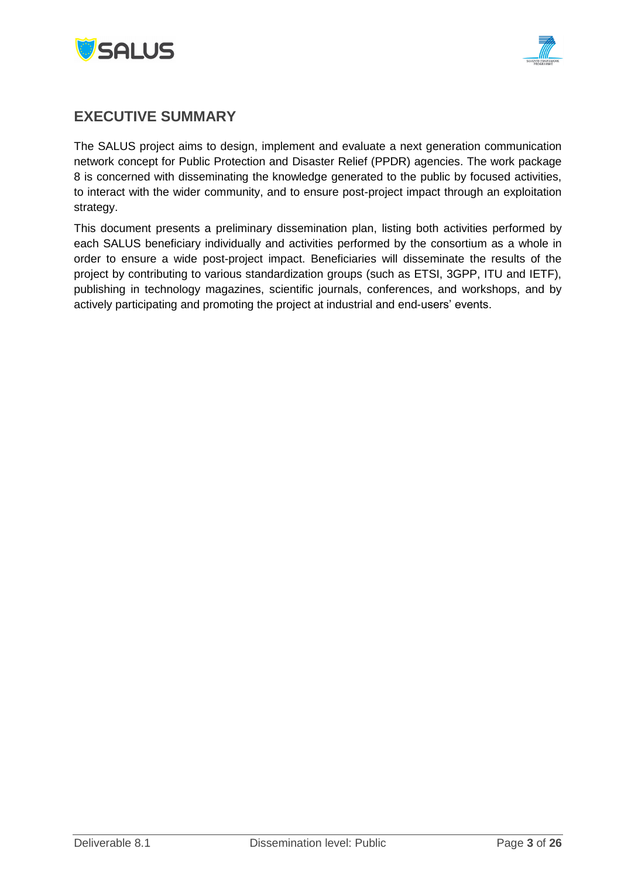# EXECUTIVE SUMMARY

The SALUS project aims to design, implement and evaluate a next generation communication network concept for Public Protection and Disaster Relief (PPDR) agencies. The work package 8 is concerned with disseminating the knowledge generated to the public by focused activities, to interact with the wider community, and to ensure post-project impact through an exploitation strategy.

This document presents a preliminary dissemination plan, listing both activities performed by each SALUS beneficiary individually and activities performed by the consortium as a whole in order to ensure a wide post-project impact. Beneficiaries will disseminate the results of the project by contributing to various standardization groups (such as ETSI, 3GPP, ITU and IETF), publishing in technology magazines, scientific journals, conferences, and workshops, and by actively participating and promoting the project at industrial and end-users' events.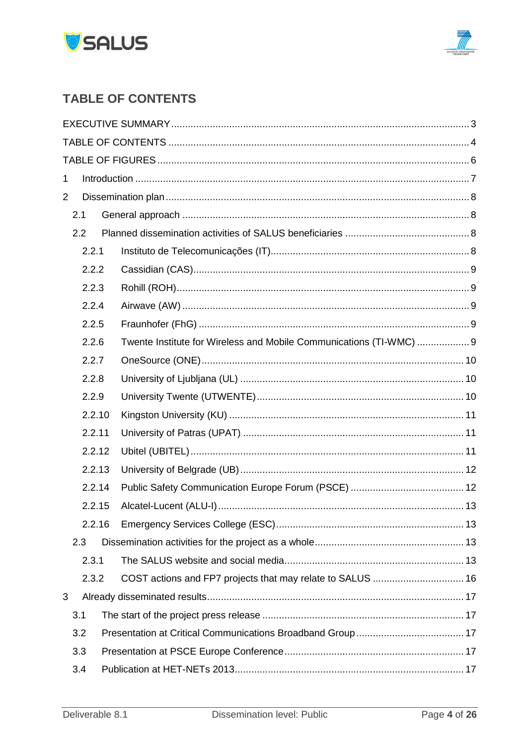# TABLE OF CONTENTS

EXECUTIVE SUMMARY ........................................................................................................ 3

TABLE OF CONTENTS ........................................................................................................ 4

TABLE OF FIGURES ........................................................................................................... 6

1 Introduction ....................................................................................................................... 7

2 Dissemination plan ............................................................................................................ 8

- 2.1 General approach ...................................................................................................... 8
- 2.2 Planned dissemination activities of SALUS beneficiaries ............................................ 8
  - 2.2.1 Instituto de Telecomunicações (IT) ..................................................................... 8
  - 2.2.2 Cassidian (CAS) ................................................................................................. 9
  - 2.2.3 Rohill (ROH) ....................................................................................................... 9
  - 2.2.4 Airwave (AW) ..................................................................................................... 9
  - 2.2.5 Fraunhofer (FhG) ............................................................................................... 9
  - 2.2.6 Twente Institute for Wireless and Mobile Communications (TI-WMC) .................. 9
  - 2.2.7 OneSource (ONE) ............................................................................................. 10
  - 2.2.8 University of Ljubljana (UL) ............................................................................... 10
  - 2.2.9 University Twente (UTWENTE) ......................................................................... 10
  - 2.2.10 Kingston University (KU) .................................................................................. 11
  - 2.2.11 University of Patras (UPAT) .............................................................................. 11
  - 2.2.12 Ubitel (UBITEL) ................................................................................................ 11
  - 2.2.13 University of Belgrade (UB) .............................................................................. 12
  - 2.2.14 Public Safety Communication Europe Forum (PSCE) ........................................ 12
  - 2.2.15 Alcatel-Lucent (ALU-I) ...................................................................................... 13
  - 2.2.16 Emergency Services College (ESC) .................................................................. 13
- 2.3 Dissemination activities for the project as a whole .................................................... 13
  - 2.3.1 The SALUS website and social media ............................................................... 13
  - 2.3.2 COST actions and FP7 projects that may relate to SALUS ................................ 16

3 Already disseminated results ............................................................................................ 17

- 3.1 The start of the project press release ........................................................................ 17
- 3.2 Presentation at Critical Communications Broadband Group ...................................... 17
- 3.3 Presentation at PSCE Europe Conference ................................................................ 17
- 3.4 Publication at HET-NETs 2013 .................................................................................. 17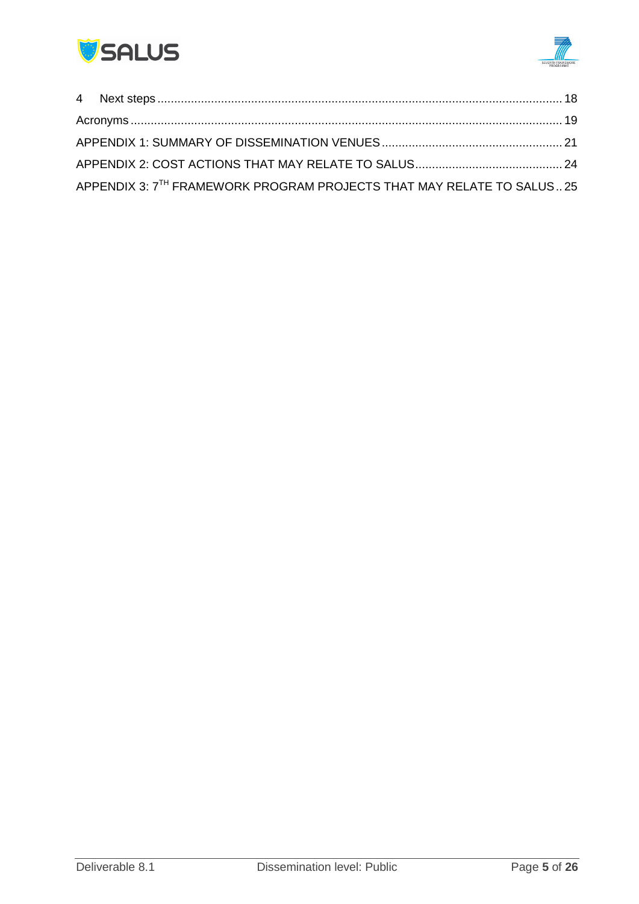4 Next steps ........................................................................................................................ 18

Acronyms ............................................................................................................................... 19

APPENDIX 1: SUMMARY OF DISSEMINATION VENUES ...................................................... 21

APPENDIX 2: COST ACTIONS THAT MAY RELATE TO SALUS ........................................... 24

APPENDIX 3: 7[TH] FRAMEWORK PROGRAM PROJECTS THAT MAY RELATE TO SALUS .. 25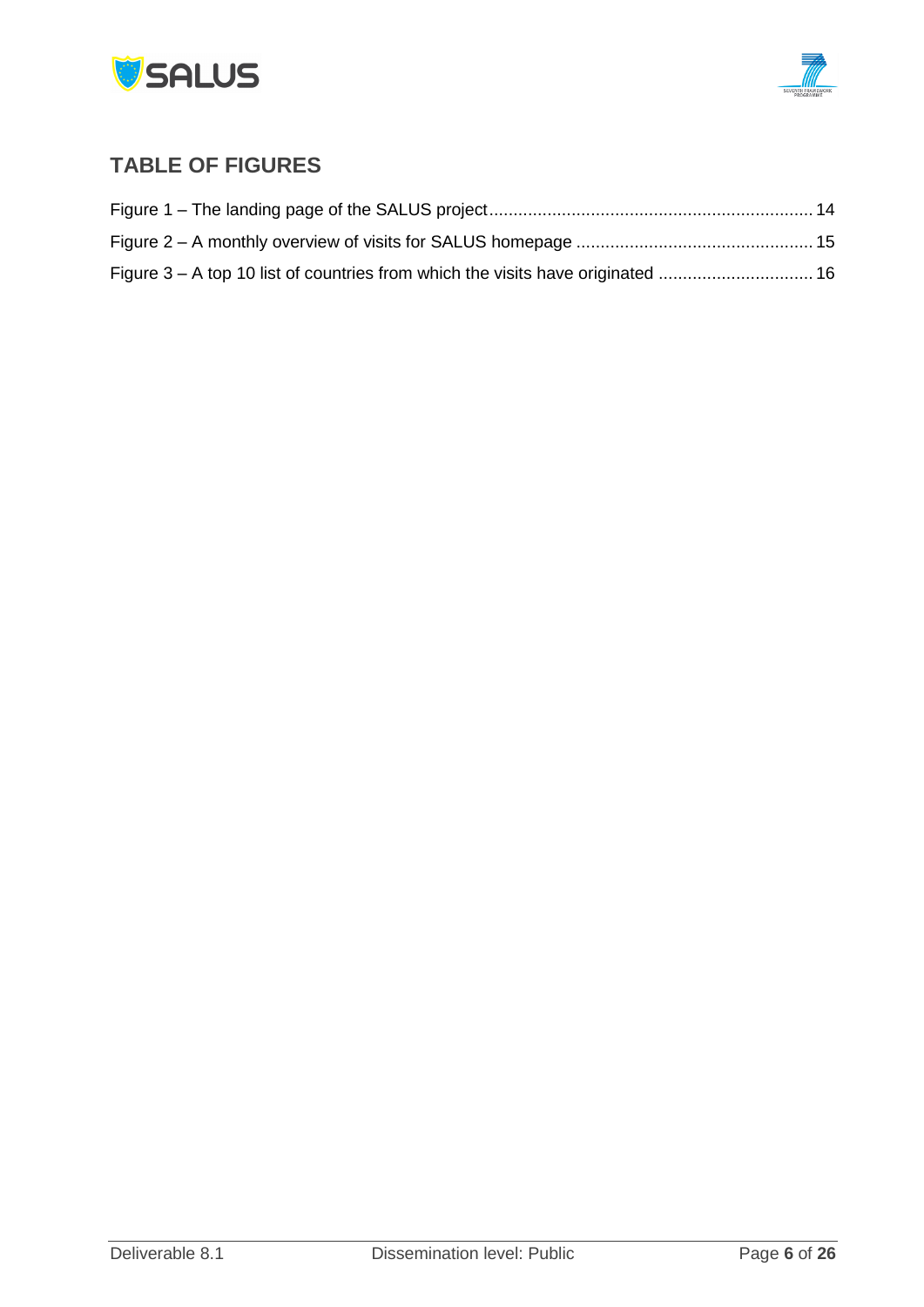## TABLE OF FIGURES

Figure 1 – The landing page of the SALUS project .................................................................. 14

Figure 2 – A monthly overview of visits for SALUS homepage ................................................ 15

Figure 3 – A top 10 list of countries from which the visits have originated ................................ 16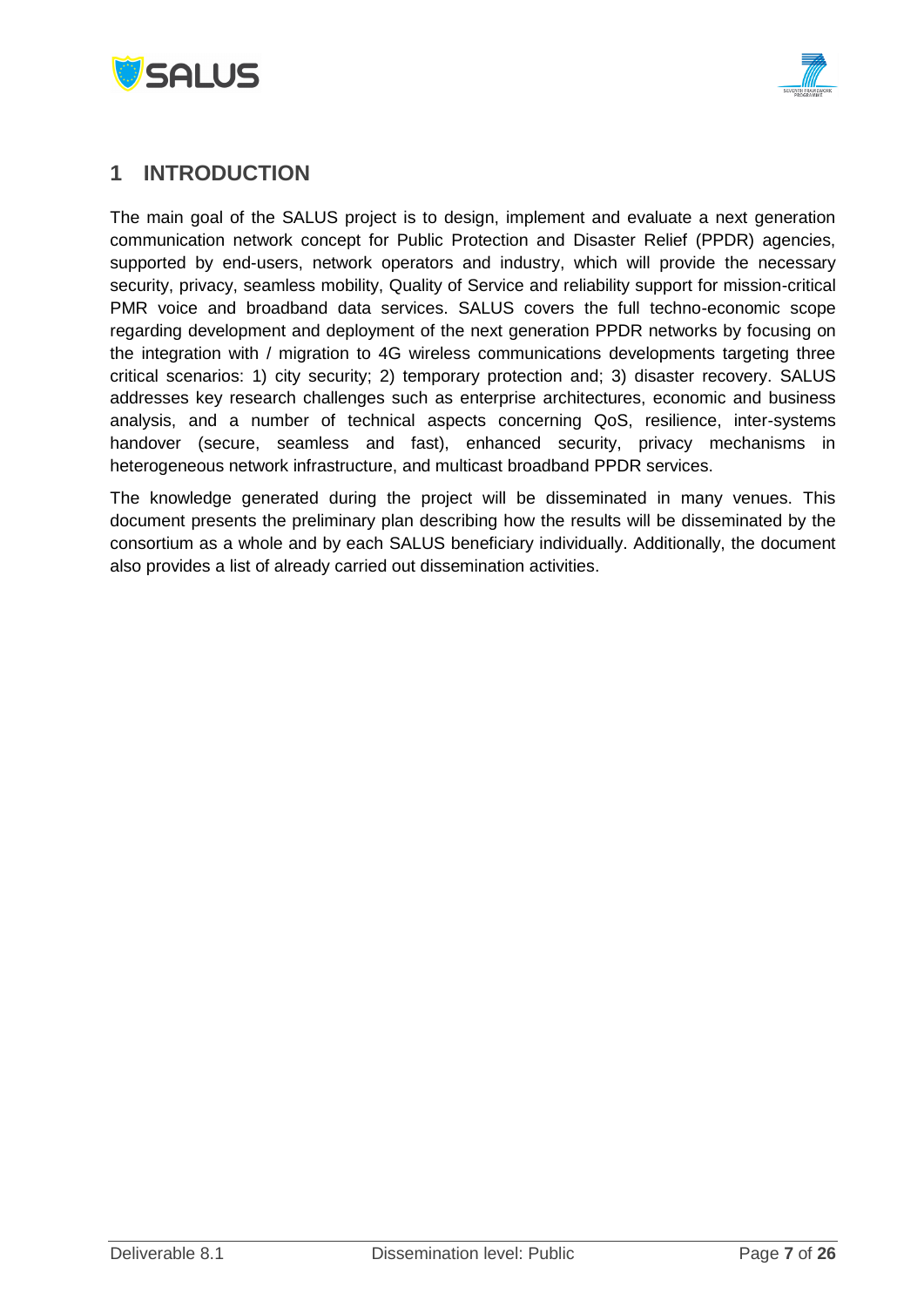# 1 INTRODUCTION

The main goal of the SALUS project is to design, implement and evaluate a next generation communication network concept for Public Protection and Disaster Relief (PPDR) agencies, supported by end-users, network operators and industry, which will provide the necessary security, privacy, seamless mobility, Quality of Service and reliability support for mission-critical PMR voice and broadband data services. SALUS covers the full techno-economic scope regarding development and deployment of the next generation PPDR networks by focusing on the integration with / migration to 4G wireless communications developments targeting three critical scenarios: 1) city security; 2) temporary protection and; 3) disaster recovery. SALUS addresses key research challenges such as enterprise architectures, economic and business analysis, and a number of technical aspects concerning QoS, resilience, inter-systems handover (secure, seamless and fast), enhanced security, privacy mechanisms in heterogeneous network infrastructure, and multicast broadband PPDR services.

The knowledge generated during the project will be disseminated in many venues. This document presents the preliminary plan describing how the results will be disseminated by the consortium as a whole and by each SALUS beneficiary individually. Additionally, the document also provides a list of already carried out dissemination activities.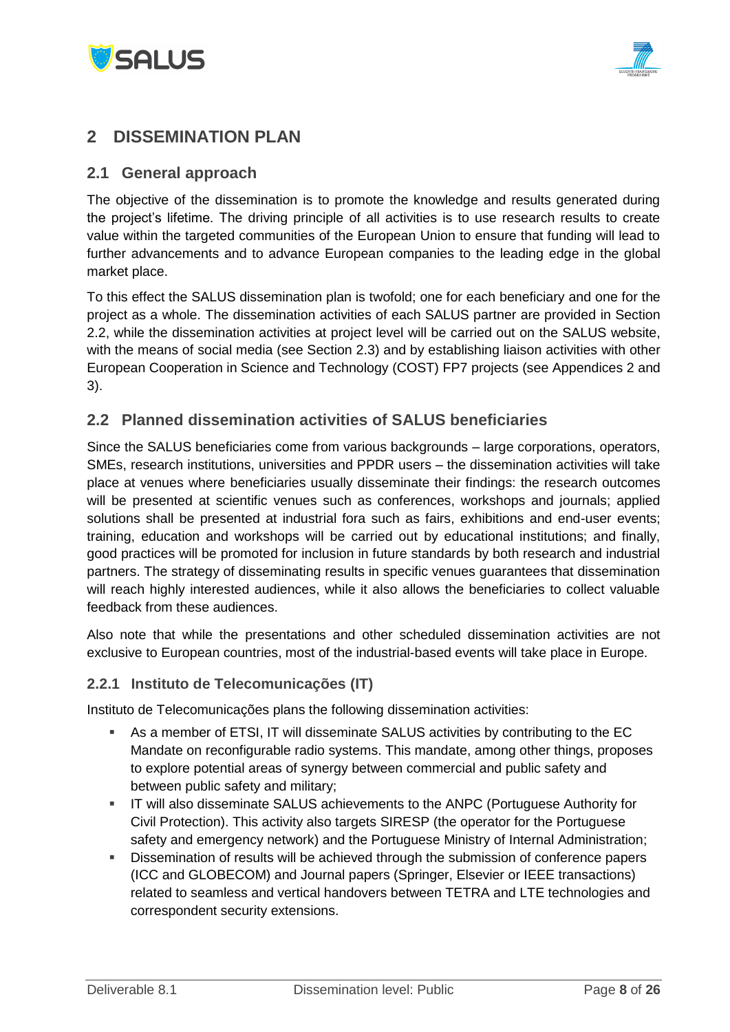# 2 DISSEMINATION PLAN

## 2.1 General approach

The objective of the dissemination is to promote the knowledge and results generated during the project's lifetime. The driving principle of all activities is to use research results to create value within the targeted communities of the European Union to ensure that funding will lead to further advancements and to advance European companies to the leading edge in the global market place.

To this effect the SALUS dissemination plan is twofold; one for each beneficiary and one for the project as a whole. The dissemination activities of each SALUS partner are provided in Section 2.2, while the dissemination activities at project level will be carried out on the SALUS website, with the means of social media (see Section 2.3) and by establishing liaison activities with other European Cooperation in Science and Technology (COST) FP7 projects (see Appendices 2 and 3).

## 2.2 Planned dissemination activities of SALUS beneficiaries

Since the SALUS beneficiaries come from various backgrounds – large corporations, operators, SMEs, research institutions, universities and PPDR users – the dissemination activities will take place at venues where beneficiaries usually disseminate their findings: the research outcomes will be presented at scientific venues such as conferences, workshops and journals; applied solutions shall be presented at industrial fora such as fairs, exhibitions and end-user events; training, education and workshops will be carried out by educational institutions; and finally, good practices will be promoted for inclusion in future standards by both research and industrial partners. The strategy of disseminating results in specific venues guarantees that dissemination will reach highly interested audiences, while it also allows the beneficiaries to collect valuable feedback from these audiences.

Also note that while the presentations and other scheduled dissemination activities are not exclusive to European countries, most of the industrial-based events will take place in Europe.

### 2.2.1 Instituto de Telecomunicações (IT)

Instituto de Telecomunicações plans the following dissemination activities:

- As a member of ETSI, IT will disseminate SALUS activities by contributing to the EC Mandate on reconfigurable radio systems. This mandate, among other things, proposes to explore potential areas of synergy between commercial and public safety and between public safety and military;
- IT will also disseminate SALUS achievements to the ANPC (Portuguese Authority for Civil Protection). This activity also targets SIRESP (the operator for the Portuguese safety and emergency network) and the Portuguese Ministry of Internal Administration;
- Dissemination of results will be achieved through the submission of conference papers (ICC and GLOBECOM) and Journal papers (Springer, Elsevier or IEEE transactions) related to seamless and vertical handovers between TETRA and LTE technologies and correspondent security extensions.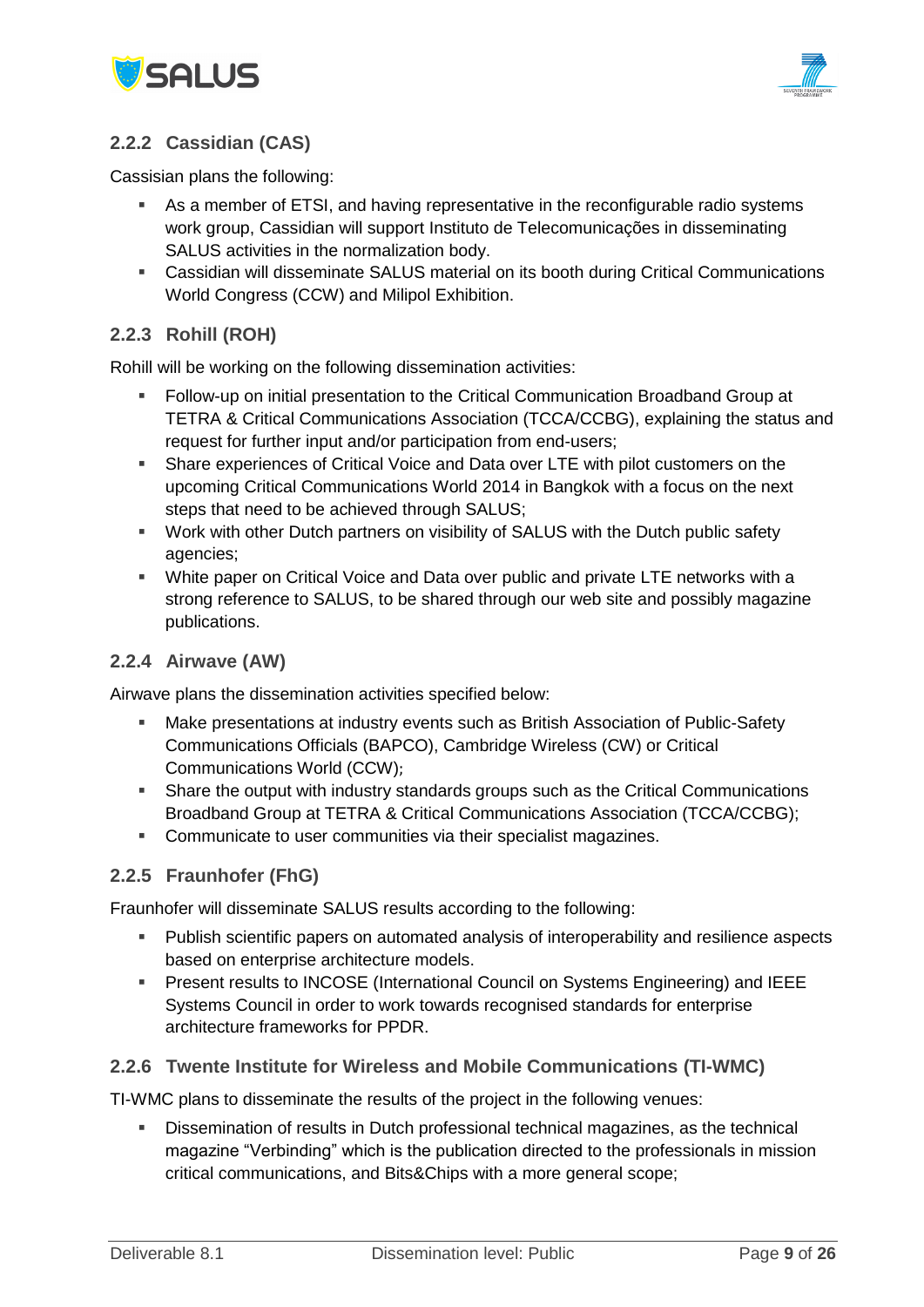### 2.2.2 Cassidian (CAS)

Cassisian plans the following:

- As a member of ETSI, and having representative in the reconfigurable radio systems work group, Cassidian will support Instituto de Telecomunicações in disseminating SALUS activities in the normalization body.
- Cassidian will disseminate SALUS material on its booth during Critical Communications World Congress (CCW) and Milipol Exhibition.

### 2.2.3 Rohill (ROH)

Rohill will be working on the following dissemination activities:

- Follow-up on initial presentation to the Critical Communication Broadband Group at TETRA & Critical Communications Association (TCCA/CCBG), explaining the status and request for further input and/or participation from end-users;
- Share experiences of Critical Voice and Data over LTE with pilot customers on the upcoming Critical Communications World 2014 in Bangkok with a focus on the next steps that need to be achieved through SALUS;
- Work with other Dutch partners on visibility of SALUS with the Dutch public safety agencies;
- White paper on Critical Voice and Data over public and private LTE networks with a strong reference to SALUS, to be shared through our web site and possibly magazine publications.

### 2.2.4 Airwave (AW)

Airwave plans the dissemination activities specified below:

- Make presentations at industry events such as British Association of Public-Safety Communications Officials (BAPCO), Cambridge Wireless (CW) or Critical Communications World (CCW);
- Share the output with industry standards groups such as the Critical Communications Broadband Group at TETRA & Critical Communications Association (TCCA/CCBG);
- Communicate to user communities via their specialist magazines.

### 2.2.5 Fraunhofer (FhG)

Fraunhofer will disseminate SALUS results according to the following:

- Publish scientific papers on automated analysis of interoperability and resilience aspects based on enterprise architecture models.
- Present results to INCOSE (International Council on Systems Engineering) and IEEE Systems Council in order to work towards recognised standards for enterprise architecture frameworks for PPDR.

### 2.2.6 Twente Institute for Wireless and Mobile Communications (TI-WMC)

TI-WMC plans to disseminate the results of the project in the following venues:

- Dissemination of results in Dutch professional technical magazines, as the technical magazine "Verbinding" which is the publication directed to the professionals in mission critical communications, and Bits&Chips with a more general scope;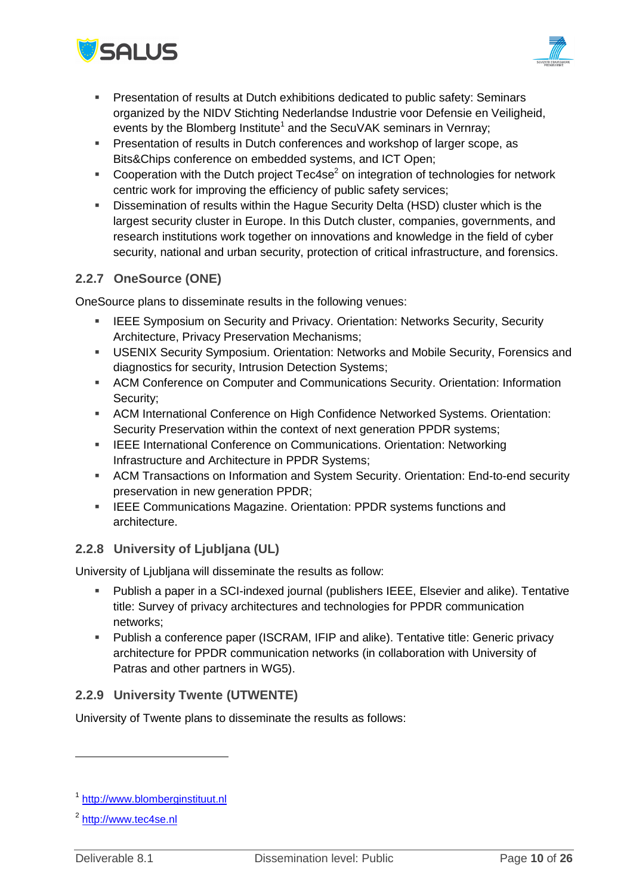- Presentation of results at Dutch exhibitions dedicated to public safety: Seminars organized by the NIDV Stichting Nederlandse Industrie voor Defensie en Veiligheid, events by the Blomberg Institute[1] and the SecuVAK seminars in Vernray;
- Presentation of results in Dutch conferences and workshop of larger scope, as Bits&Chips conference on embedded systems, and ICT Open;
- Cooperation with the Dutch project Tec4se[2] on integration of technologies for network centric work for improving the efficiency of public safety services;
- Dissemination of results within the Hague Security Delta (HSD) cluster which is the largest security cluster in Europe. In this Dutch cluster, companies, governments, and research institutions work together on innovations and knowledge in the field of cyber security, national and urban security, protection of critical infrastructure, and forensics.

### 2.2.7 OneSource (ONE)

OneSource plans to disseminate results in the following venues:

- IEEE Symposium on Security and Privacy. Orientation: Networks Security, Security Architecture, Privacy Preservation Mechanisms;
- USENIX Security Symposium. Orientation: Networks and Mobile Security, Forensics and diagnostics for security, Intrusion Detection Systems;
- ACM Conference on Computer and Communications Security. Orientation: Information Security;
- ACM International Conference on High Confidence Networked Systems. Orientation: Security Preservation within the context of next generation PPDR systems;
- IEEE International Conference on Communications. Orientation: Networking Infrastructure and Architecture in PPDR Systems;
- ACM Transactions on Information and System Security. Orientation: End-to-end security preservation in new generation PPDR;
- IEEE Communications Magazine. Orientation: PPDR systems functions and architecture.

### 2.2.8 University of Ljubljana (UL)

University of Ljubljana will disseminate the results as follow:

- Publish a paper in a SCI-indexed journal (publishers IEEE, Elsevier and alike). Tentative title: Survey of privacy architectures and technologies for PPDR communication networks;
- Publish a conference paper (ISCRAM, IFIP and alike). Tentative title: Generic privacy architecture for PPDR communication networks (in collaboration with University of Patras and other partners in WG5).

### 2.2.9 University Twente (UTWENTE)

University of Twente plans to disseminate the results as follows:

---

[1] http://www.blomberginstituut.nl

[2] http://www.tec4se.nl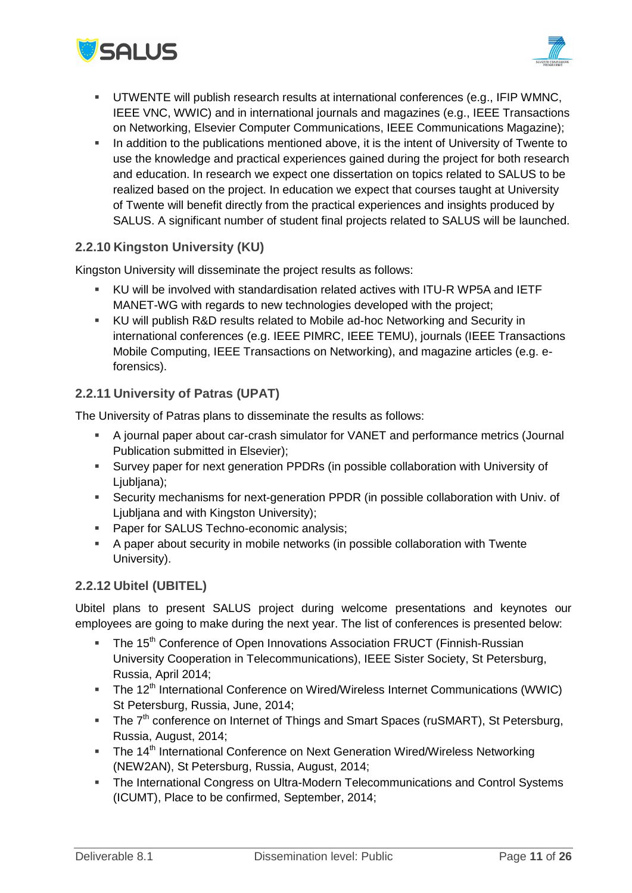- UTWENTE will publish research results at international conferences (e.g., IFIP WMNC, IEEE VNC, WWIC) and in international journals and magazines (e.g., IEEE Transactions on Networking, Elsevier Computer Communications, IEEE Communications Magazine);
- In addition to the publications mentioned above, it is the intent of University of Twente to use the knowledge and practical experiences gained during the project for both research and education. In research we expect one dissertation on topics related to SALUS to be realized based on the project. In education we expect that courses taught at University of Twente will benefit directly from the practical experiences and insights produced by SALUS. A significant number of student final projects related to SALUS will be launched.

### 2.2.10 Kingston University (KU)

Kingston University will disseminate the project results as follows:

- KU will be involved with standardisation related actives with ITU-R WP5A and IETF MANET-WG with regards to new technologies developed with the project;
- KU will publish R&D results related to Mobile ad-hoc Networking and Security in international conferences (e.g. IEEE PIMRC, IEEE TEMU), journals (IEEE Transactions Mobile Computing, IEEE Transactions on Networking), and magazine articles (e.g. e-forensics).

### 2.2.11 University of Patras (UPAT)

The University of Patras plans to disseminate the results as follows:

- A journal paper about car-crash simulator for VANET and performance metrics (Journal Publication submitted in Elsevier);
- Survey paper for next generation PPDRs (in possible collaboration with University of Ljubljana);
- Security mechanisms for next-generation PPDR (in possible collaboration with Univ. of Ljubljana and with Kingston University);
- Paper for SALUS Techno-economic analysis;
- A paper about security in mobile networks (in possible collaboration with Twente University).

### 2.2.12 Ubitel (UBITEL)

Ubitel plans to present SALUS project during welcome presentations and keynotes our employees are going to make during the next year. The list of conferences is presented below:

- The 15th Conference of Open Innovations Association FRUCT (Finnish-Russian University Cooperation in Telecommunications), IEEE Sister Society, St Petersburg, Russia, April 2014;
- The 12th International Conference on Wired/Wireless Internet Communications (WWIC) St Petersburg, Russia, June, 2014;
- The 7th conference on Internet of Things and Smart Spaces (ruSMART), St Petersburg, Russia, August, 2014;
- The 14th International Conference on Next Generation Wired/Wireless Networking (NEW2AN), St Petersburg, Russia, August, 2014;
- The International Congress on Ultra-Modern Telecommunications and Control Systems (ICUMT), Place to be confirmed, September, 2014;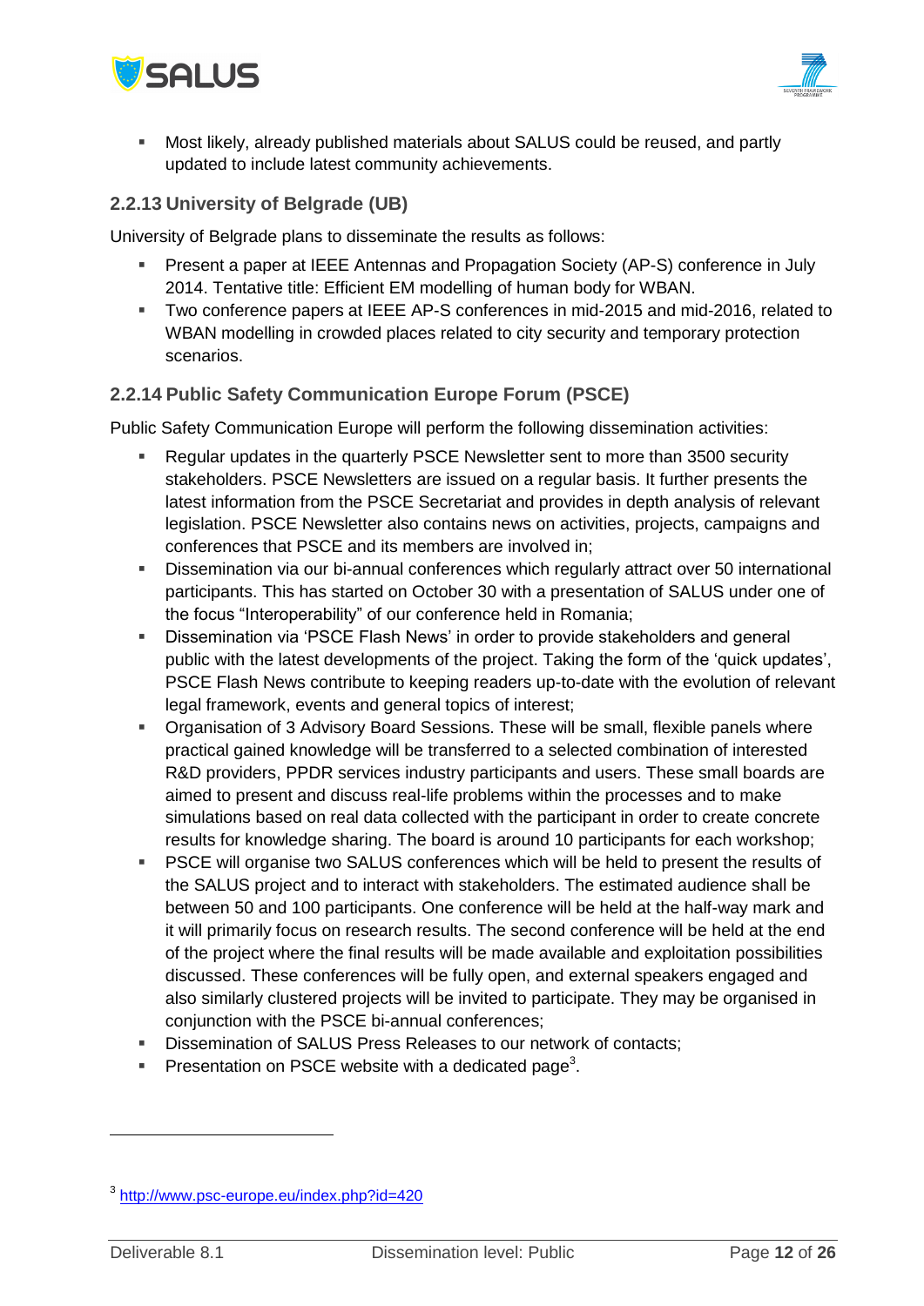- Most likely, already published materials about SALUS could be reused, and partly updated to include latest community achievements.

### 2.2.13 University of Belgrade (UB)

University of Belgrade plans to disseminate the results as follows:

- Present a paper at IEEE Antennas and Propagation Society (AP-S) conference in July 2014. Tentative title: Efficient EM modelling of human body for WBAN.
- Two conference papers at IEEE AP-S conferences in mid-2015 and mid-2016, related to WBAN modelling in crowded places related to city security and temporary protection scenarios.

### 2.2.14 Public Safety Communication Europe Forum (PSCE)

Public Safety Communication Europe will perform the following dissemination activities:

- Regular updates in the quarterly PSCE Newsletter sent to more than 3500 security stakeholders. PSCE Newsletters are issued on a regular basis. It further presents the latest information from the PSCE Secretariat and provides in depth analysis of relevant legislation. PSCE Newsletter also contains news on activities, projects, campaigns and conferences that PSCE and its members are involved in;
- Dissemination via our bi-annual conferences which regularly attract over 50 international participants. This has started on October 30 with a presentation of SALUS under one of the focus "Interoperability" of our conference held in Romania;
- Dissemination via 'PSCE Flash News' in order to provide stakeholders and general public with the latest developments of the project. Taking the form of the 'quick updates', PSCE Flash News contribute to keeping readers up-to-date with the evolution of relevant legal framework, events and general topics of interest;
- Organisation of 3 Advisory Board Sessions. These will be small, flexible panels where practical gained knowledge will be transferred to a selected combination of interested R&D providers, PPDR services industry participants and users. These small boards are aimed to present and discuss real-life problems within the processes and to make simulations based on real data collected with the participant in order to create concrete results for knowledge sharing. The board is around 10 participants for each workshop;
- PSCE will organise two SALUS conferences which will be held to present the results of the SALUS project and to interact with stakeholders. The estimated audience shall be between 50 and 100 participants. One conference will be held at the half-way mark and it will primarily focus on research results. The second conference will be held at the end of the project where the final results will be made available and exploitation possibilities discussed. These conferences will be fully open, and external speakers engaged and also similarly clustered projects will be invited to participate. They may be organised in conjunction with the PSCE bi-annual conferences;
- Dissemination of SALUS Press Releases to our network of contacts;
- Presentation on PSCE website with a dedicated page[3].

[3] http://www.psc-europe.eu/index.php?id=420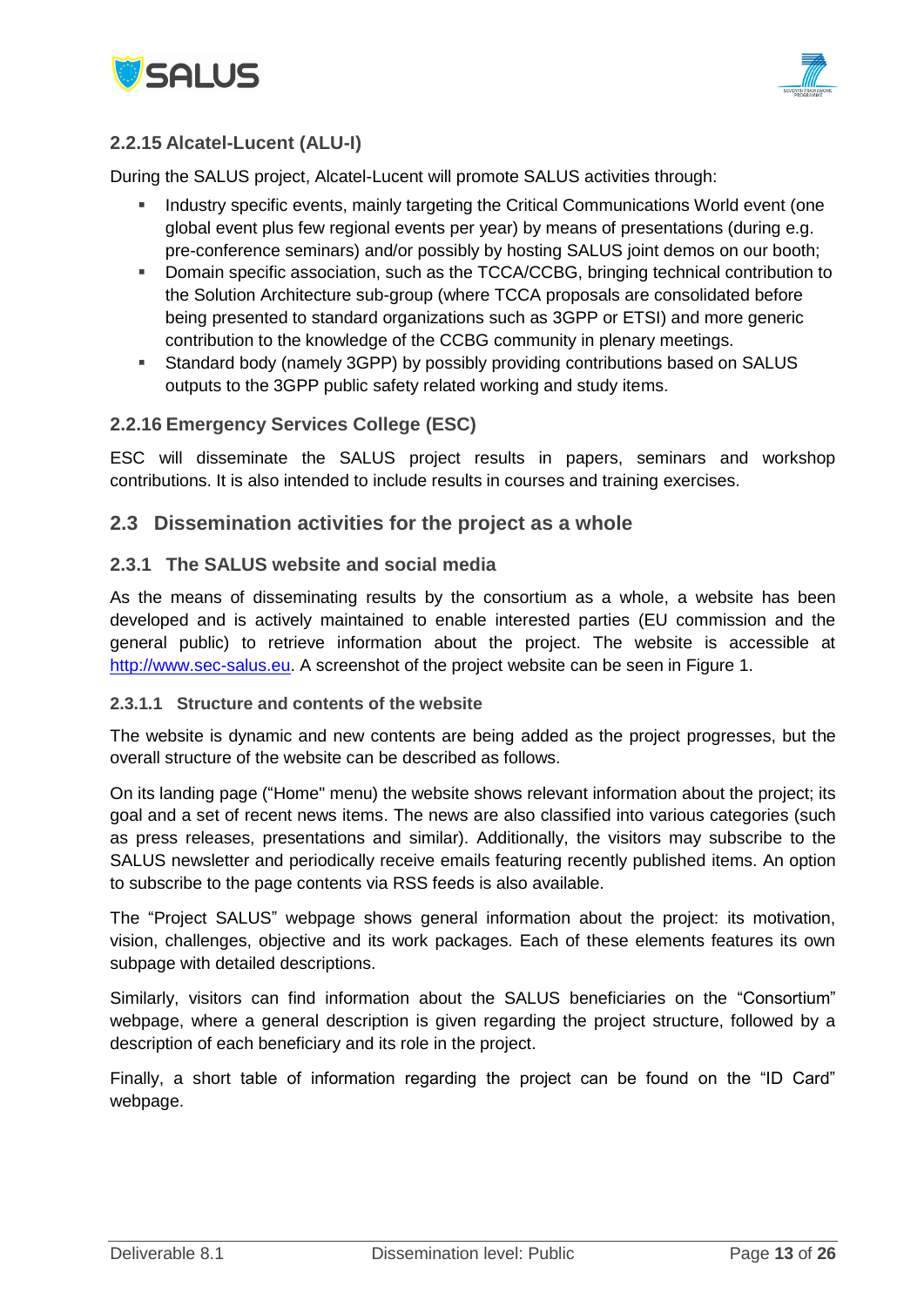### 2.2.15 Alcatel-Lucent (ALU-I)

During the SALUS project, Alcatel-Lucent will promote SALUS activities through:

- Industry specific events, mainly targeting the Critical Communications World event (one global event plus few regional events per year) by means of presentations (during e.g. pre-conference seminars) and/or possibly by hosting SALUS joint demos on our booth;
- Domain specific association, such as the TCCA/CCBG, bringing technical contribution to the Solution Architecture sub-group (where TCCA proposals are consolidated before being presented to standard organizations such as 3GPP or ETSI) and more generic contribution to the knowledge of the CCBG community in plenary meetings.
- Standard body (namely 3GPP) by possibly providing contributions based on SALUS outputs to the 3GPP public safety related working and study items.

### 2.2.16 Emergency Services College (ESC)

ESC will disseminate the SALUS project results in papers, seminars and workshop contributions. It is also intended to include results in courses and training exercises.

## 2.3 Dissemination activities for the project as a whole

### 2.3.1 The SALUS website and social media

As the means of disseminating results by the consortium as a whole, a website has been developed and is actively maintained to enable interested parties (EU commission and the general public) to retrieve information about the project. The website is accessible at http://www.sec-salus.eu. A screenshot of the project website can be seen in Figure 1.

#### 2.3.1.1 Structure and contents of the website

The website is dynamic and new contents are being added as the project progresses, but the overall structure of the website can be described as follows.

On its landing page ("Home" menu) the website shows relevant information about the project; its goal and a set of recent news items. The news are also classified into various categories (such as press releases, presentations and similar). Additionally, the visitors may subscribe to the SALUS newsletter and periodically receive emails featuring recently published items. An option to subscribe to the page contents via RSS feeds is also available.

The "Project SALUS" webpage shows general information about the project: its motivation, vision, challenges, objective and its work packages. Each of these elements features its own subpage with detailed descriptions.

Similarly, visitors can find information about the SALUS beneficiaries on the "Consortium" webpage, where a general description is given regarding the project structure, followed by a description of each beneficiary and its role in the project.

Finally, a short table of information regarding the project can be found on the "ID Card" webpage.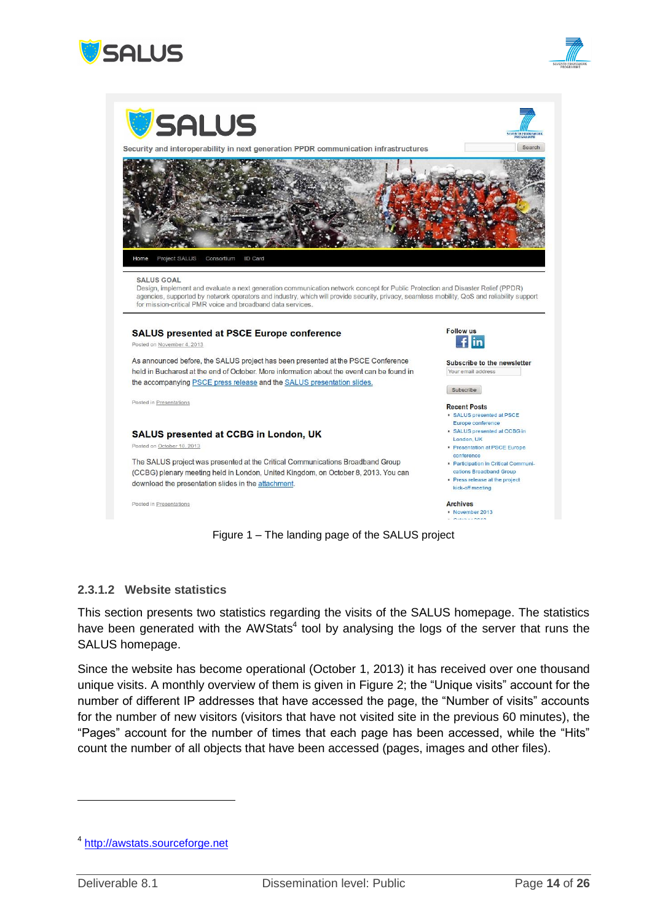Figure 1 – The landing page of the SALUS project

#### 2.3.1.2 Website statistics

This section presents two statistics regarding the visits of the SALUS homepage. The statistics have been generated with the AWStats[4] tool by analysing the logs of the server that runs the SALUS homepage.

Since the website has become operational (October 1, 2013) it has received over one thousand unique visits. A monthly overview of them is given in Figure 2; the “Unique visits” account for the number of different IP addresses that have accessed the page, the “Number of visits” accounts for the number of new visitors (visitors that have not visited site in the previous 60 minutes), the “Pages” account for the number of times that each page has been accessed, while the “Hits” count the number of all objects that have been accessed (pages, images and other files).

---

[4] http://awstats.sourceforge.net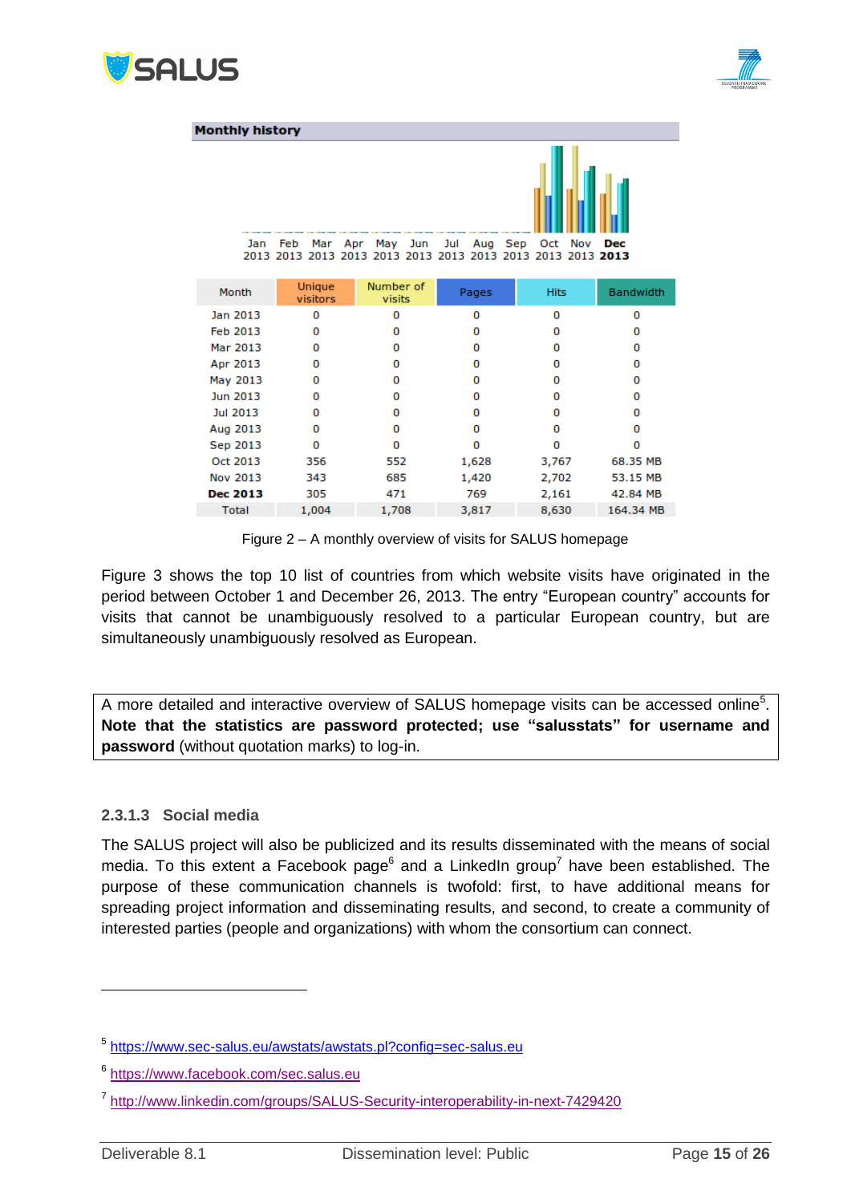Monthly history

Jan 2013 Feb 2013 Mar 2013 Apr 2013 May 2013 Jun 2013 Jul 2013 Aug 2013 Sep 2013 Oct 2013 Nov 2013 **Dec 2013**

| Month | Unique visitors | Number of visits | Pages | Hits | Bandwidth |
|---|---|---|---|---|---|
| Jan 2013 | 0 | 0 | 0 | 0 | 0 |
| Feb 2013 | 0 | 0 | 0 | 0 | 0 |
| Mar 2013 | 0 | 0 | 0 | 0 | 0 |
| Apr 2013 | 0 | 0 | 0 | 0 | 0 |
| May 2013 | 0 | 0 | 0 | 0 | 0 |
| Jun 2013 | 0 | 0 | 0 | 0 | 0 |
| Jul 2013 | 0 | 0 | 0 | 0 | 0 |
| Aug 2013 | 0 | 0 | 0 | 0 | 0 |
| Sep 2013 | 0 | 0 | 0 | 0 | 0 |
| Oct 2013 | 356 | 552 | 1,628 | 3,767 | 68.35 MB |
| Nov 2013 | 343 | 685 | 1,420 | 2,702 | 53.15 MB |
| **Dec 2013** | 305 | 471 | 769 | 2,161 | 42.84 MB |
| Total | 1,004 | 1,708 | 3,817 | 8,630 | 164.34 MB |

Figure 2 – A monthly overview of visits for SALUS homepage

Figure 3 shows the top 10 list of countries from which website visits have originated in the period between October 1 and December 26, 2013. The entry "European country" accounts for visits that cannot be unambiguously resolved to a particular European country, but are simultaneously unambiguously resolved as European.

A more detailed and interactive overview of SALUS homepage visits can be accessed online[5]. **Note that the statistics are password protected; use "salusstats" for username and password** (without quotation marks) to log-in.

### 2.3.1.3 Social media

The SALUS project will also be publicized and its results disseminated with the means of social media. To this extent a Facebook page[6] and a LinkedIn group[7] have been established. The purpose of these communication channels is twofold: first, to have additional means for spreading project information and disseminating results, and second, to create a community of interested parties (people and organizations) with whom the consortium can connect.

---

[5] https://www.sec-salus.eu/awstats/awstats.pl?config=sec-salus.eu

[6] https://www.facebook.com/sec.salus.eu

[7] http://www.linkedin.com/groups/SALUS-Security-interoperability-in-next-7429420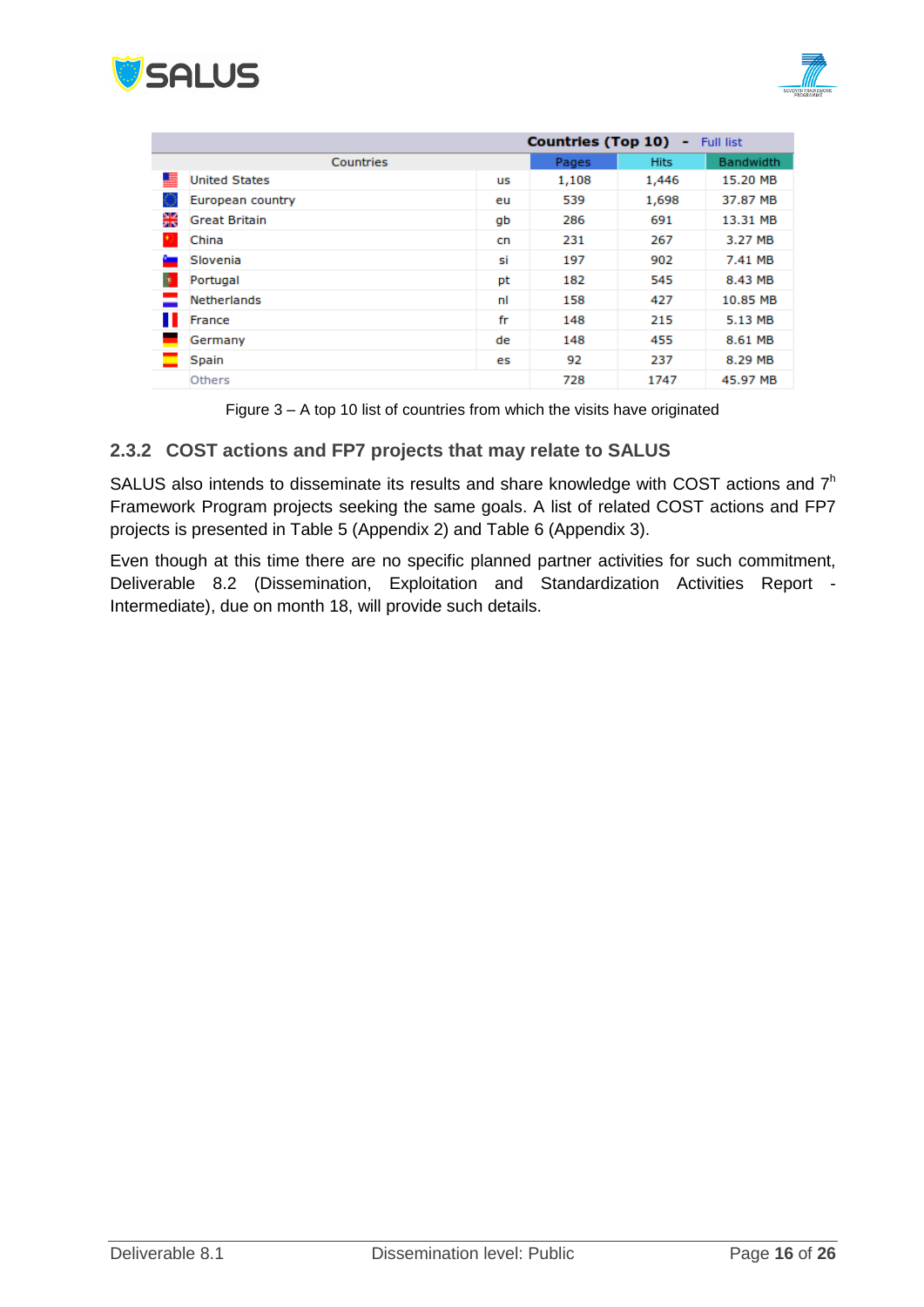| Countries (Top 10) - Full list | | | | |
|---|---|---|---|---|
| Countries | | Pages | Hits | Bandwidth |
| United States | us | 1,108 | 1,446 | 15.20 MB |
| European country | eu | 539 | 1,698 | 37.87 MB |
| Great Britain | gb | 286 | 691 | 13.31 MB |
| China | cn | 231 | 267 | 3.27 MB |
| Slovenia | si | 197 | 902 | 7.41 MB |
| Portugal | pt | 182 | 545 | 8.43 MB |
| Netherlands | nl | 158 | 427 | 10.85 MB |
| France | fr | 148 | 215 | 5.13 MB |
| Germany | de | 148 | 455 | 8.61 MB |
| Spain | es | 92 | 237 | 8.29 MB |
| Others | | 728 | 1747 | 45.97 MB |

Figure 3 – A top 10 list of countries from which the visits have originated

### 2.3.2 COST actions and FP7 projects that may relate to SALUS

SALUS also intends to disseminate its results and share knowledge with COST actions and 7[h] Framework Program projects seeking the same goals. A list of related COST actions and FP7 projects is presented in Table 5 (Appendix 2) and Table 6 (Appendix 3).

Even though at this time there are no specific planned partner activities for such commitment, Deliverable 8.2 (Dissemination, Exploitation and Standardization Activities Report - Intermediate), due on month 18, will provide such details.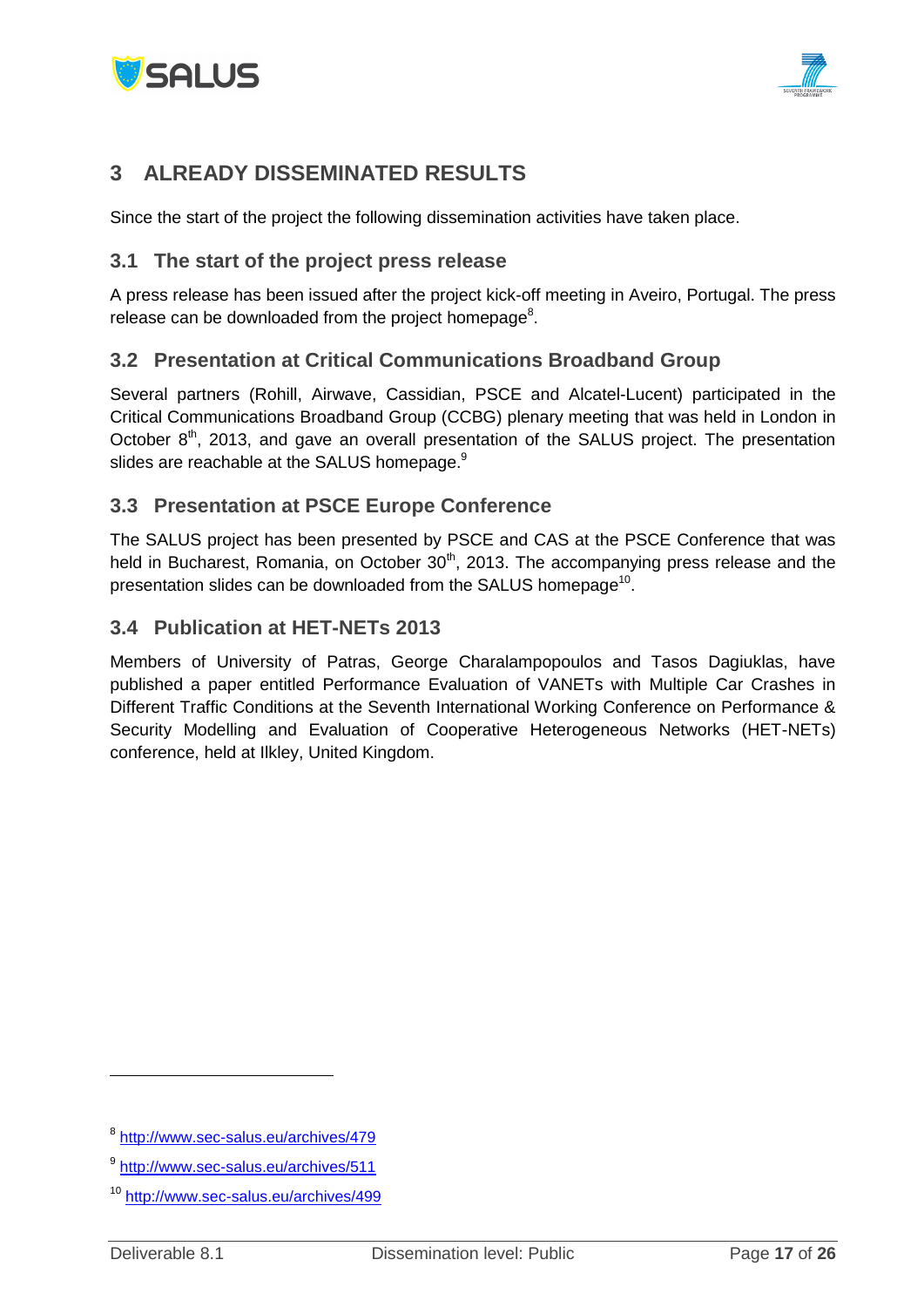# 3 ALREADY DISSEMINATED RESULTS

Since the start of the project the following dissemination activities have taken place.

## 3.1 The start of the project press release

A press release has been issued after the project kick-off meeting in Aveiro, Portugal. The press release can be downloaded from the project homepage[8].

## 3.2 Presentation at Critical Communications Broadband Group

Several partners (Rohill, Airwave, Cassidian, PSCE and Alcatel-Lucent) participated in the Critical Communications Broadband Group (CCBG) plenary meeting that was held in London in October 8th, 2013, and gave an overall presentation of the SALUS project. The presentation slides are reachable at the SALUS homepage.[9]

## 3.3 Presentation at PSCE Europe Conference

The SALUS project has been presented by PSCE and CAS at the PSCE Conference that was held in Bucharest, Romania, on October 30th, 2013. The accompanying press release and the presentation slides can be downloaded from the SALUS homepage[10].

## 3.4 Publication at HET-NETs 2013

Members of University of Patras, George Charalampopoulos and Tasos Dagiuklas, have published a paper entitled Performance Evaluation of VANETs with Multiple Car Crashes in Different Traffic Conditions at the Seventh International Working Conference on Performance & Security Modelling and Evaluation of Cooperative Heterogeneous Networks (HET-NETs) conference, held at Ilkley, United Kingdom.

---

[8] http://www.sec-salus.eu/archives/479

[9] http://www.sec-salus.eu/archives/511

[10] http://www.sec-salus.eu/archives/499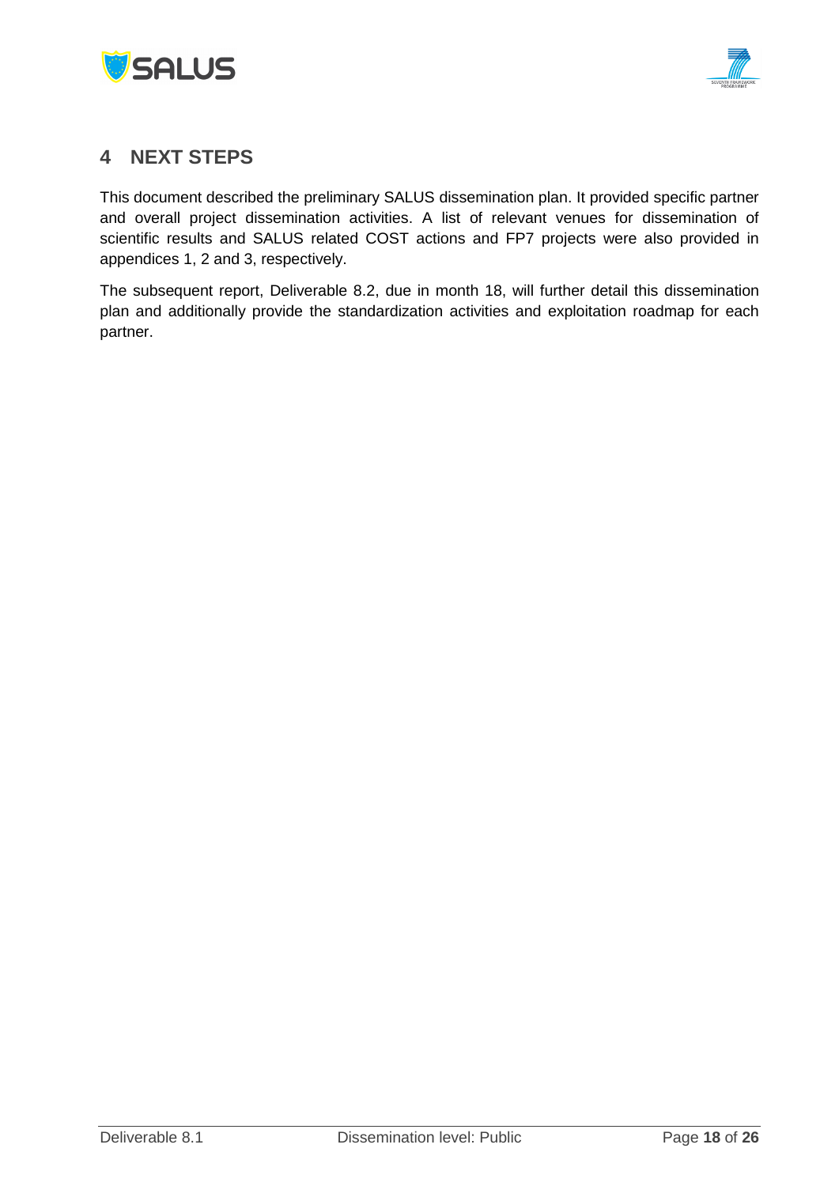# 4 NEXT STEPS

This document described the preliminary SALUS dissemination plan. It provided specific partner and overall project dissemination activities. A list of relevant venues for dissemination of scientific results and SALUS related COST actions and FP7 projects were also provided in appendices 1, 2 and 3, respectively.

The subsequent report, Deliverable 8.2, due in month 18, will further detail this dissemination plan and additionally provide the standardization activities and exploitation roadmap for each partner.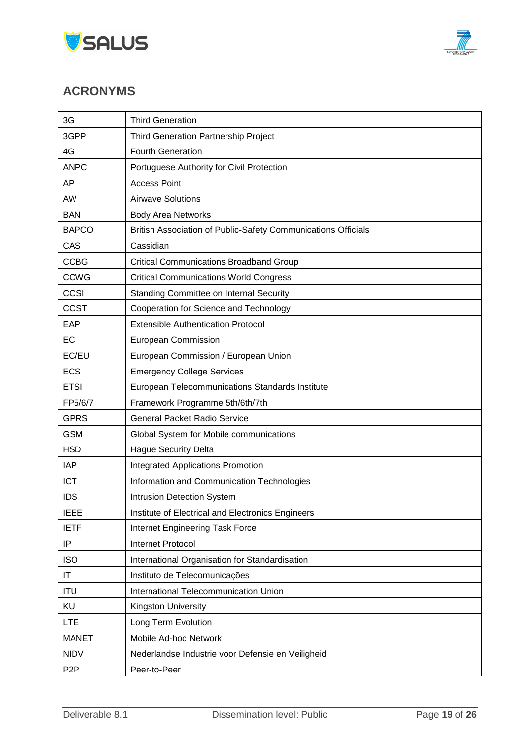## ACRONYMS

| | |
|---|---|
| 3G | Third Generation |
| 3GPP | Third Generation Partnership Project |
| 4G | Fourth Generation |
| ANPC | Portuguese Authority for Civil Protection |
| AP | Access Point |
| AW | Airwave Solutions |
| BAN | Body Area Networks |
| BAPCO | British Association of Public-Safety Communications Officials |
| CAS | Cassidian |
| CCBG | Critical Communications Broadband Group |
| CCWG | Critical Communications World Congress |
| COSI | Standing Committee on Internal Security |
| COST | Cooperation for Science and Technology |
| EAP | Extensible Authentication Protocol |
| EC | European Commission |
| EC/EU | European Commission / European Union |
| ECS | Emergency College Services |
| ETSI | European Telecommunications Standards Institute |
| FP5/6/7 | Framework Programme 5th/6th/7th |
| GPRS | General Packet Radio Service |
| GSM | Global System for Mobile communications |
| HSD | Hague Security Delta |
| IAP | Integrated Applications Promotion |
| ICT | Information and Communication Technologies |
| IDS | Intrusion Detection System |
| IEEE | Institute of Electrical and Electronics Engineers |
| IETF | Internet Engineering Task Force |
| IP | Internet Protocol |
| ISO | International Organisation for Standardisation |
| IT | Instituto de Telecomunicações |
| ITU | International Telecommunication Union |
| KU | Kingston University |
| LTE | Long Term Evolution |
| MANET | Mobile Ad-hoc Network |
| NIDV | Nederlandse Industrie voor Defensie en Veiligheid |
| P2P | Peer-to-Peer |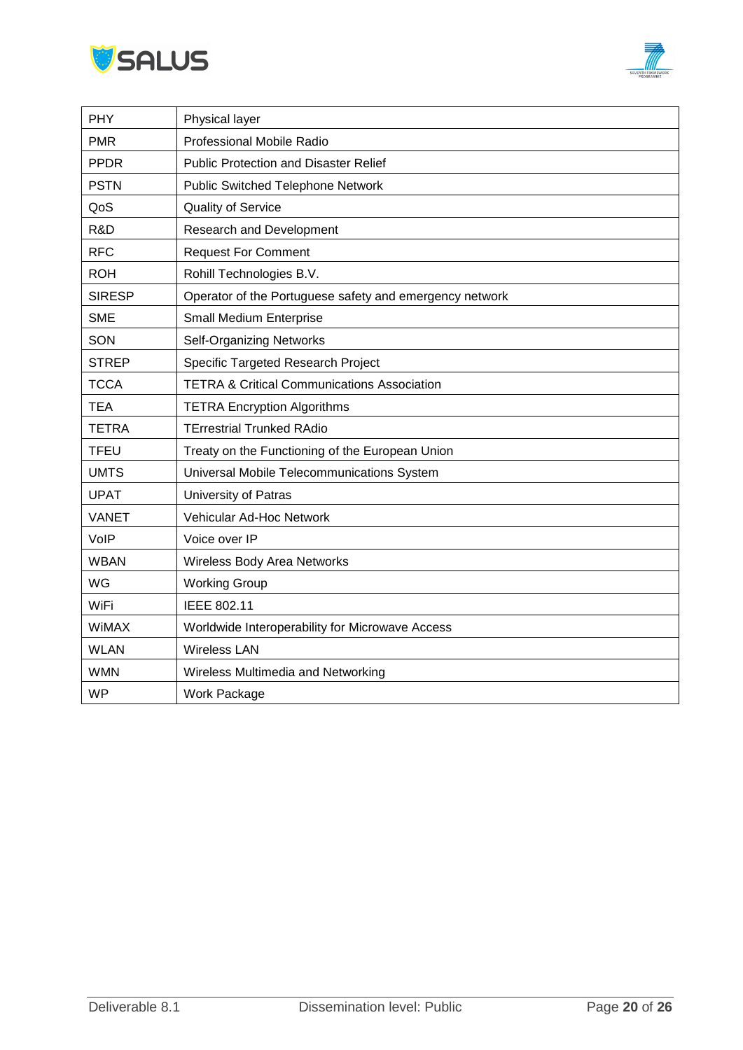| | |
|---|---|
| PHY | Physical layer |
| PMR | Professional Mobile Radio |
| PPDR | Public Protection and Disaster Relief |
| PSTN | Public Switched Telephone Network |
| QoS | Quality of Service |
| R&D | Research and Development |
| RFC | Request For Comment |
| ROH | Rohill Technologies B.V. |
| SIRESP | Operator of the Portuguese safety and emergency network |
| SME | Small Medium Enterprise |
| SON | Self-Organizing Networks |
| STREP | Specific Targeted Research Project |
| TCCA | TETRA & Critical Communications Association |
| TEA | TETRA Encryption Algorithms |
| TETRA | TErrestrial Trunked RAdio |
| TFEU | Treaty on the Functioning of the European Union |
| UMTS | Universal Mobile Telecommunications System |
| UPAT | University of Patras |
| VANET | Vehicular Ad-Hoc Network |
| VoIP | Voice over IP |
| WBAN | Wireless Body Area Networks |
| WG | Working Group |
| WiFi | IEEE 802.11 |
| WiMAX | Worldwide Interoperability for Microwave Access |
| WLAN | Wireless LAN |
| WMN | Wireless Multimedia and Networking |
| WP | Work Package |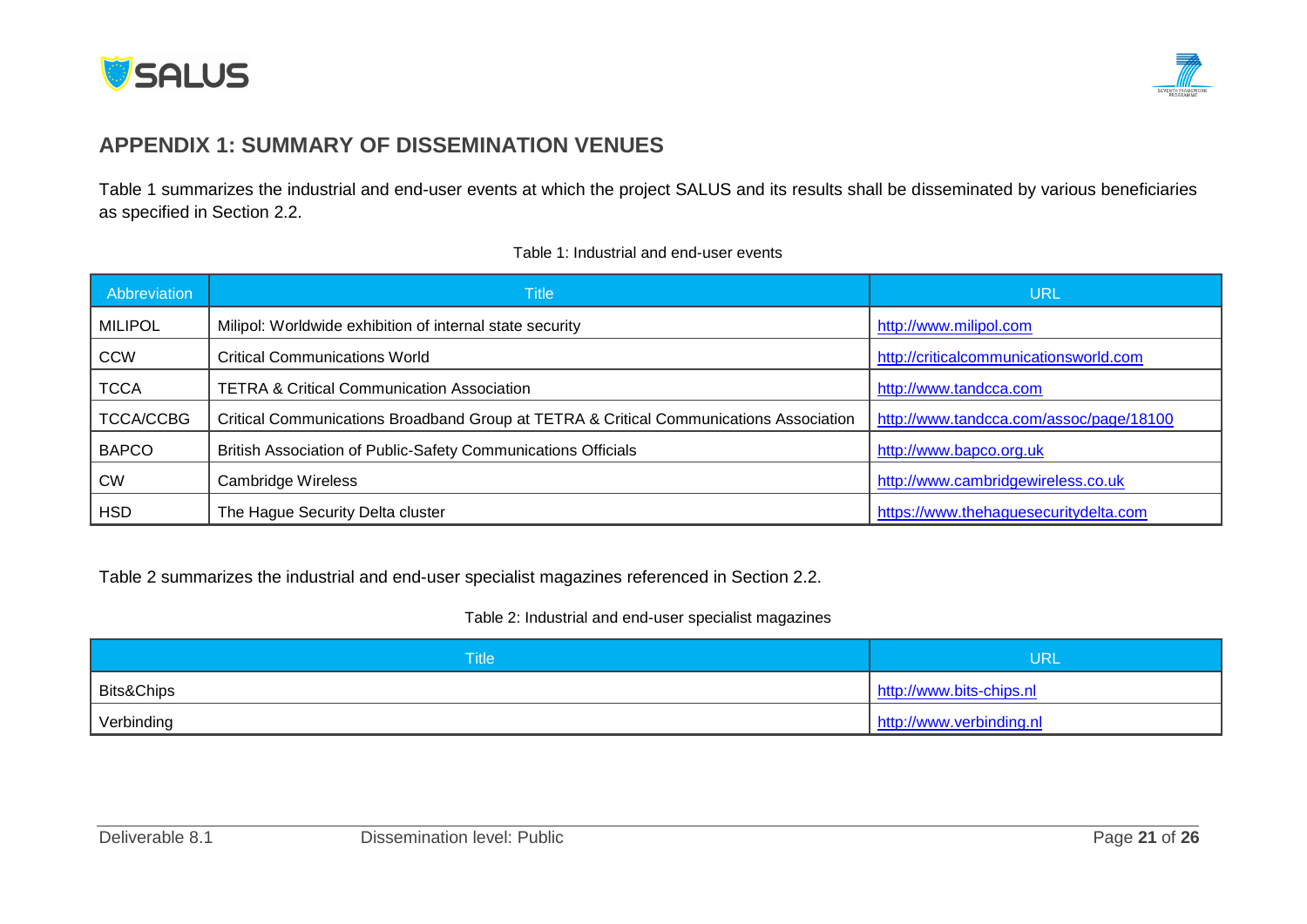# APPENDIX 1: SUMMARY OF DISSEMINATION VENUES

Table 1 summarizes the industrial and end-user events at which the project SALUS and its results shall be disseminated by various beneficiaries as specified in Section 2.2.

Table 1: Industrial and end-user events

| Abbreviation | Title | URL |
| --- | --- | --- |
| MILIPOL | Milipol: Worldwide exhibition of internal state security | http://www.milipol.com |
| CCW | Critical Communications World | http://criticalcommunicationsworld.com |
| TCCA | TETRA & Critical Communication Association | http://www.tandcca.com |
| TCCA/CCBG | Critical Communications Broadband Group at TETRA & Critical Communications Association | http://www.tandcca.com/assoc/page/18100 |
| BAPCO | British Association of Public-Safety Communications Officials | http://www.bapco.org.uk |
| CW | Cambridge Wireless | http://www.cambridgewireless.co.uk |
| HSD | The Hague Security Delta cluster | https://www.thehaguesecuritydelta.com |

Table 2 summarizes the industrial and end-user specialist magazines referenced in Section 2.2.

Table 2: Industrial and end-user specialist magazines

| Title | URL |
| --- | --- |
| Bits&Chips | http://www.bits-chips.nl |
| Verbinding | http://www.verbinding.nl |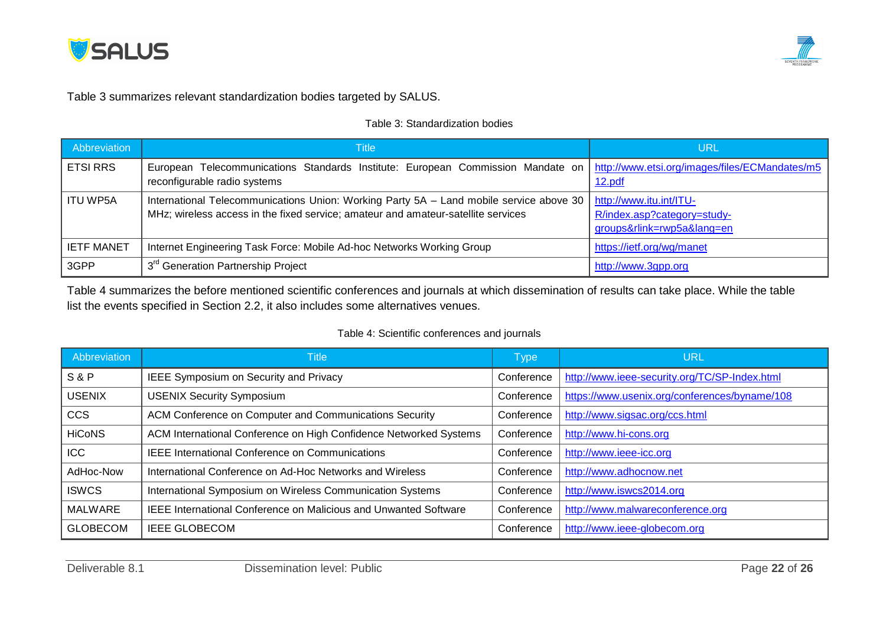Table 3 summarizes relevant standardization bodies targeted by SALUS.

Table 3: Standardization bodies

| Abbreviation | Title | URL |
|---|---|---|
| ETSI RRS | European Telecommunications Standards Institute: European Commission Mandate on reconfigurable radio systems | http://www.etsi.org/images/files/ECMandates/m512.pdf |
| ITU WP5A | International Telecommunications Union: Working Party 5A – Land mobile service above 30 MHz; wireless access in the fixed service; amateur and amateur-satellite services | http://www.itu.int/ITU-R/index.asp?category=study-groups&rlink=rwp5a&lang=en |
| IETF MANET | Internet Engineering Task Force: Mobile Ad-hoc Networks Working Group | https://ietf.org/wg/manet |
| 3GPP | 3rd Generation Partnership Project | http://www.3gpp.org |

Table 4 summarizes the before mentioned scientific conferences and journals at which dissemination of results can take place. While the table list the events specified in Section 2.2, it also includes some alternatives venues.

Table 4: Scientific conferences and journals

| Abbreviation | Title | Type | URL |
|---|---|---|---|
| S & P | IEEE Symposium on Security and Privacy | Conference | http://www.ieee-security.org/TC/SP-Index.html |
| USENIX | USENIX Security Symposium | Conference | https://www.usenix.org/conferences/byname/108 |
| CCS | ACM Conference on Computer and Communications Security | Conference | http://www.sigsac.org/ccs.html |
| HiCoNS | ACM International Conference on High Confidence Networked Systems | Conference | http://www.hi-cons.org |
| ICC | IEEE International Conference on Communications | Conference | http://www.ieee-icc.org |
| AdHoc-Now | International Conference on Ad-Hoc Networks and Wireless | Conference | http://www.adhocnow.net |
| ISWCS | International Symposium on Wireless Communication Systems | Conference | http://www.iswcs2014.org |
| MALWARE | IEEE International Conference on Malicious and Unwanted Software | Conference | http://www.malwareconference.org |
| GLOBECOM | IEEE GLOBECOM | Conference | http://www.ieee-globecom.org |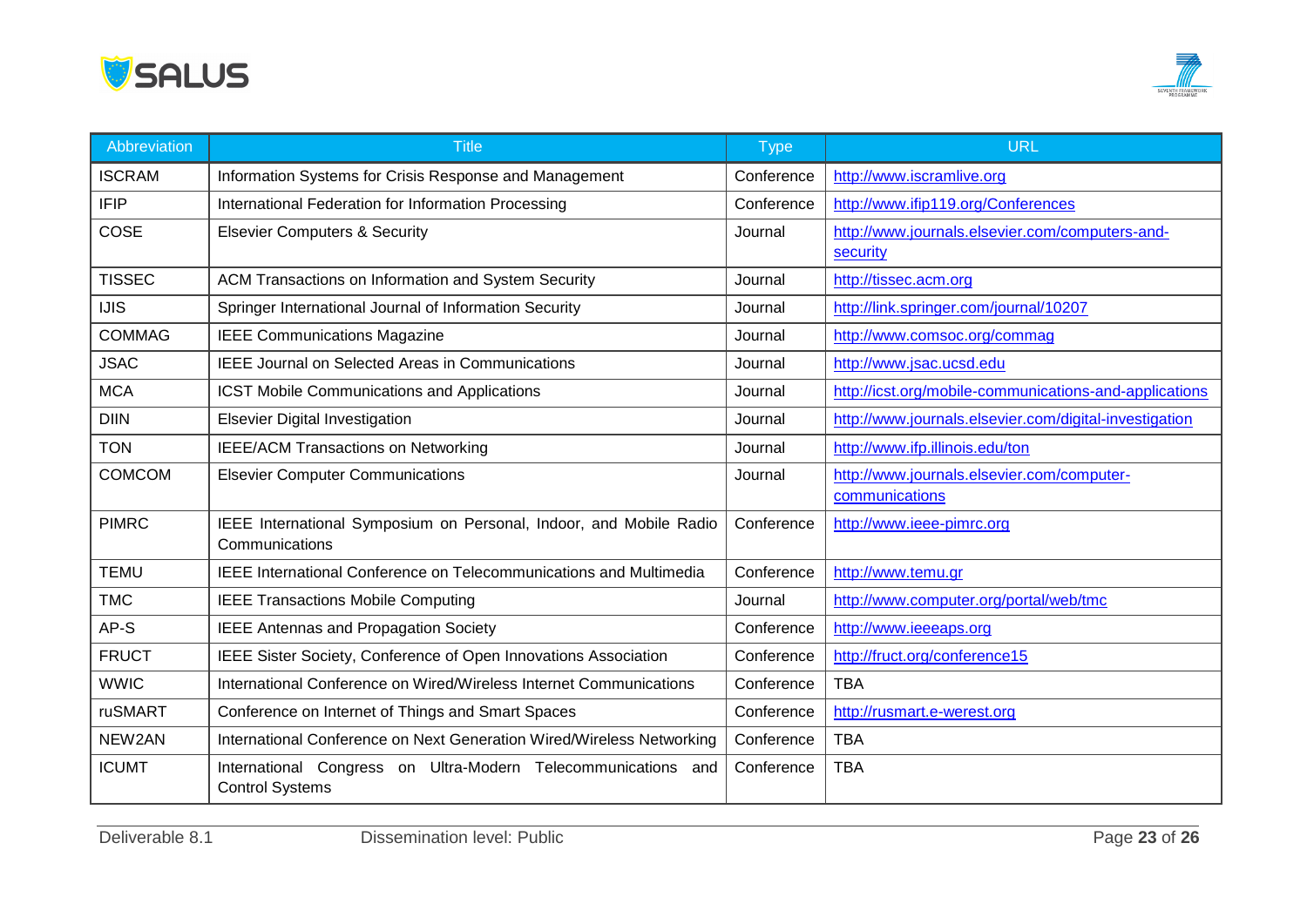| Abbreviation | Title | Type | URL |
| --- | --- | --- | --- |
| ISCRAM | Information Systems for Crisis Response and Management | Conference | http://www.iscramlive.org |
| IFIP | International Federation for Information Processing | Conference | http://www.ifip119.org/Conferences |
| COSE | Elsevier Computers & Security | Journal | http://www.journals.elsevier.com/computers-and-security |
| TISSEC | ACM Transactions on Information and System Security | Journal | http://tissec.acm.org |
| IJIS | Springer International Journal of Information Security | Journal | http://link.springer.com/journal/10207 |
| COMMAG | IEEE Communications Magazine | Journal | http://www.comsoc.org/commag |
| JSAC | IEEE Journal on Selected Areas in Communications | Journal | http://www.jsac.ucsd.edu |
| MCA | ICST Mobile Communications and Applications | Journal | http://icst.org/mobile-communications-and-applications |
| DIIN | Elsevier Digital Investigation | Journal | http://www.journals.elsevier.com/digital-investigation |
| TON | IEEE/ACM Transactions on Networking | Journal | http://www.ifp.illinois.edu/ton |
| COMCOM | Elsevier Computer Communications | Journal | http://www.journals.elsevier.com/computer-communications |
| PIMRC | IEEE International Symposium on Personal, Indoor, and Mobile Radio Communications | Conference | http://www.ieee-pimrc.org |
| TEMU | IEEE International Conference on Telecommunications and Multimedia | Conference | http://www.temu.gr |
| TMC | IEEE Transactions Mobile Computing | Journal | http://www.computer.org/portal/web/tmc |
| AP-S | IEEE Antennas and Propagation Society | Conference | http://www.ieeeaps.org |
| FRUCT | IEEE Sister Society, Conference of Open Innovations Association | Conference | http://fruct.org/conference15 |
| WWIC | International Conference on Wired/Wireless Internet Communications | Conference | TBA |
| ruSMART | Conference on Internet of Things and Smart Spaces | Conference | http://rusmart.e-werest.org |
| NEW2AN | International Conference on Next Generation Wired/Wireless Networking | Conference | TBA |
| ICUMT | International Congress on Ultra-Modern Telecommunications and Control Systems | Conference | TBA |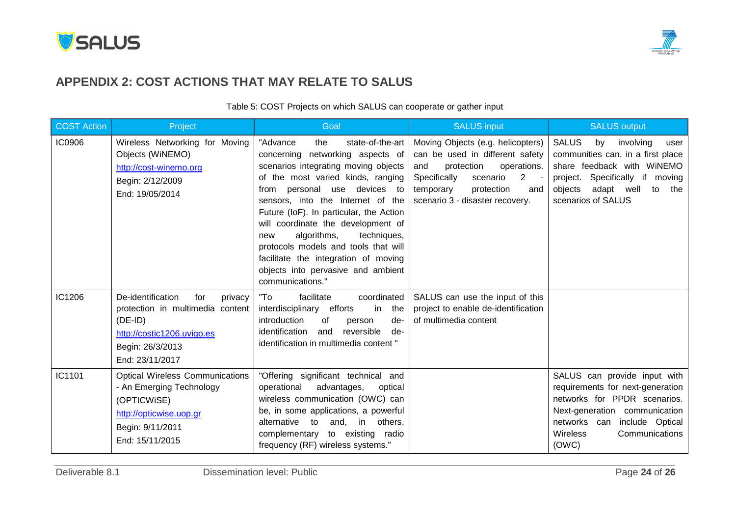## APPENDIX 2: COST ACTIONS THAT MAY RELATE TO SALUS

Table 5: COST Projects on which SALUS can cooperate or gather input

| COST Action | Project | Goal | SALUS input | SALUS output |
|---|---|---|---|---|
| IC0906 | Wireless Networking for Moving Objects (WiNEMO) http://cost-winemo.org Begin: 2/12/2009 End: 19/05/2014 | "Advance the state-of-the-art concerning networking aspects of scenarios integrating moving objects of the most varied kinds, ranging from personal use devices to sensors, into the Internet of the Future (IoF). In particular, the Action will coordinate the development of new algorithms, techniques, protocols models and tools that will facilitate the integration of moving objects into pervasive and ambient communications." | Moving Objects (e.g. helicopters) can be used in different safety and protection operations. Specifically scenario 2 - temporary protection and scenario 3 - disaster recovery. | SALUS by involving user communities can, in a first place share feedback with WiNEMO project. Specifically if moving objects adapt well to the scenarios of SALUS |
| IC1206 | De-identification for privacy protection in multimedia content (DE-ID) http://costic1206.uvigo.es Begin: 26/3/2013 End: 23/11/2017 | "To facilitate coordinated interdisciplinary efforts in the introduction of person de-identification and reversible de-identification in multimedia content " | SALUS can use the input of this project to enable de-identification of multimedia content | |
| IC1101 | Optical Wireless Communications - An Emerging Technology (OPTICWiSE) http://opticwise.uop.gr Begin: 9/11/2011 End: 15/11/2015 | "Offering significant technical and operational advantages, optical wireless communication (OWC) can be, in some applications, a powerful alternative to and, in others, complementary to existing radio frequency (RF) wireless systems." | | SALUS can provide input with requirements for next-generation networks for PPDR scenarios. Next-generation communication networks can include Optical Wireless Communications (OWC) |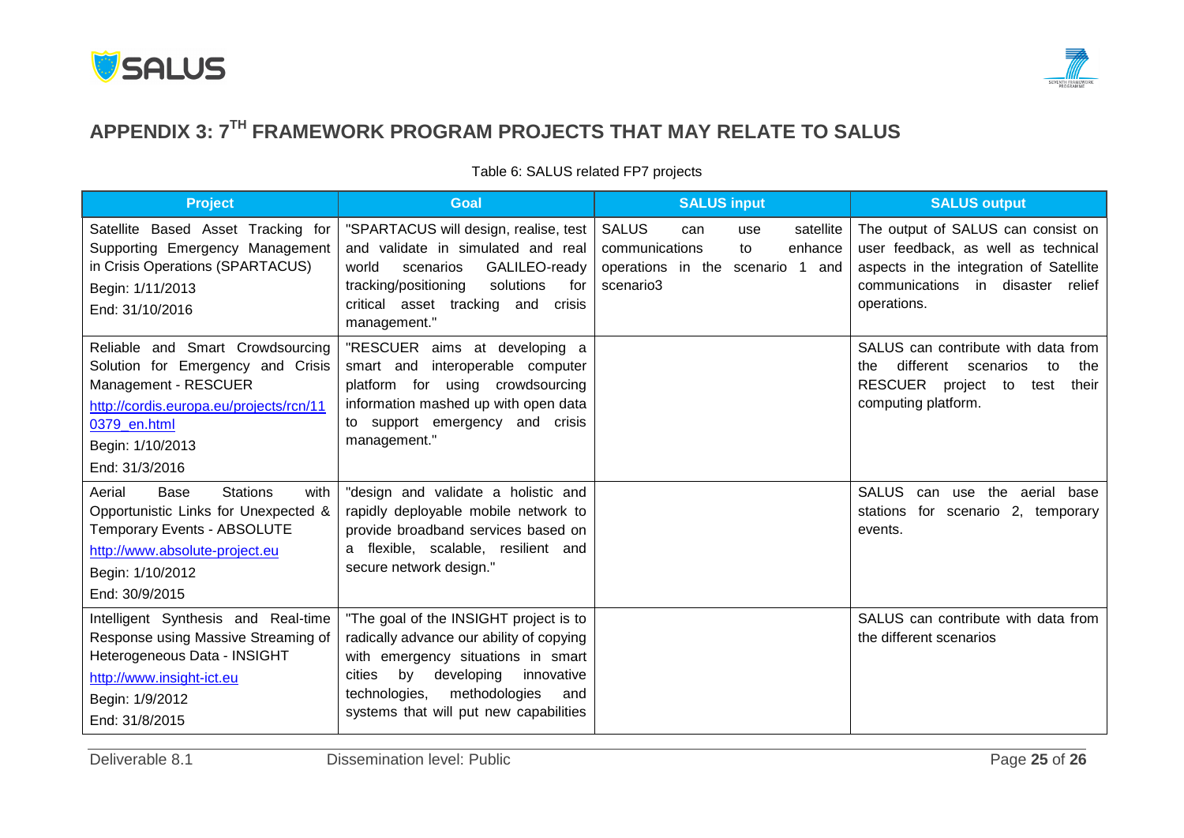# APPENDIX 3: 7TH FRAMEWORK PROGRAM PROJECTS THAT MAY RELATE TO SALUS

Table 6: SALUS related FP7 projects

| Project | Goal | SALUS input | SALUS output |
|---|---|---|---|
| Satellite Based Asset Tracking for Supporting Emergency Management in Crisis Operations (SPARTACUS)<br>Begin: 1/11/2013<br>End: 31/10/2016 | "SPARTACUS will design, realise, test and validate in simulated and real world scenarios GALILEO-ready tracking/positioning solutions for critical asset tracking and crisis management." | SALUS can use satellite communications to enhance operations in the scenario 1 and scenario3 | The output of SALUS can consist on user feedback, as well as technical aspects in the integration of Satellite communications in disaster relief operations. |
| Reliable and Smart Crowdsourcing Solution for Emergency and Crisis Management - RESCUER<br>http://cordis.europa.eu/projects/rcn/110379_en.html<br>Begin: 1/10/2013<br>End: 31/3/2016 | "RESCUER aims at developing a smart and interoperable computer platform for using crowdsourcing information mashed up with open data to support emergency and crisis management." | | SALUS can contribute with data from the different scenarios to the RESCUER project to test their computing platform. |
| Aerial Base Stations with Opportunistic Links for Unexpected & Temporary Events - ABSOLUTE<br>http://www.absolute-project.eu<br>Begin: 1/10/2012<br>End: 30/9/2015 | "design and validate a holistic and rapidly deployable mobile network to provide broadband services based on a flexible, scalable, resilient and secure network design." | | SALUS can use the aerial base stations for scenario 2, temporary events. |
| Intelligent Synthesis and Real-time Response using Massive Streaming of Heterogeneous Data - INSIGHT<br>http://www.insight-ict.eu<br>Begin: 1/9/2012<br>End: 31/8/2015 | "The goal of the INSIGHT project is to radically advance our ability of copying with emergency situations in smart cities by developing innovative technologies, methodologies and systems that will put new capabilities | | SALUS can contribute with data from the different scenarios |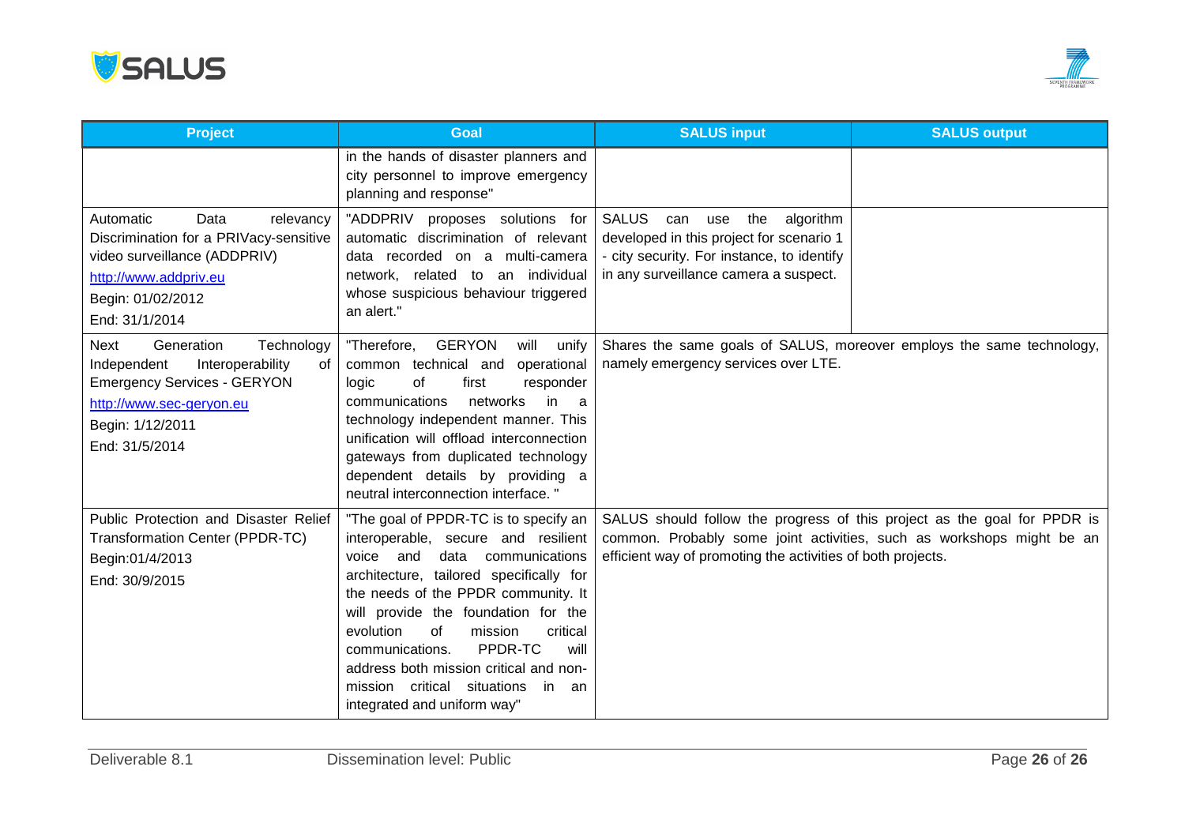| Project | Goal | SALUS input | SALUS output |
|---|---|---|---|
| | in the hands of disaster planners and city personnel to improve emergency planning and response" | | |
| Automatic Data relevancy Discrimination for a PRIVacy-sensitive video surveillance (ADDPRIV) http://www.addpriv.eu Begin: 01/02/2012 End: 31/1/2014 | "ADDPRIV proposes solutions for automatic discrimination of relevant data recorded on a multi-camera network, related to an individual whose suspicious behaviour triggered an alert." | SALUS can use the algorithm developed in this project for scenario 1 - city security. For instance, to identify in any surveillance camera a suspect. | |
| Next Generation Technology Independent Interoperability of Emergency Services - GERYON http://www.sec-geryon.eu Begin: 1/12/2011 End: 31/5/2014 | "Therefore, GERYON will unify common technical and operational logic of first responder communications networks in a technology independent manner. This unification will offload interconnection gateways from duplicated technology dependent details by providing a neutral interconnection interface. " | Shares the same goals of SALUS, moreover employs the same technology, namely emergency services over LTE. | |
| Public Protection and Disaster Relief Transformation Center (PPDR-TC) Begin:01/4/2013 End: 30/9/2015 | "The goal of PPDR-TC is to specify an interoperable, secure and resilient voice and data communications architecture, tailored specifically for the needs of the PPDR community. It will provide the foundation for the evolution of mission critical communications. PPDR-TC will address both mission critical and non-mission critical situations in an integrated and uniform way" | SALUS should follow the progress of this project as the goal for PPDR is common. Probably some joint activities, such as workshops might be an efficient way of promoting the activities of both projects. | |